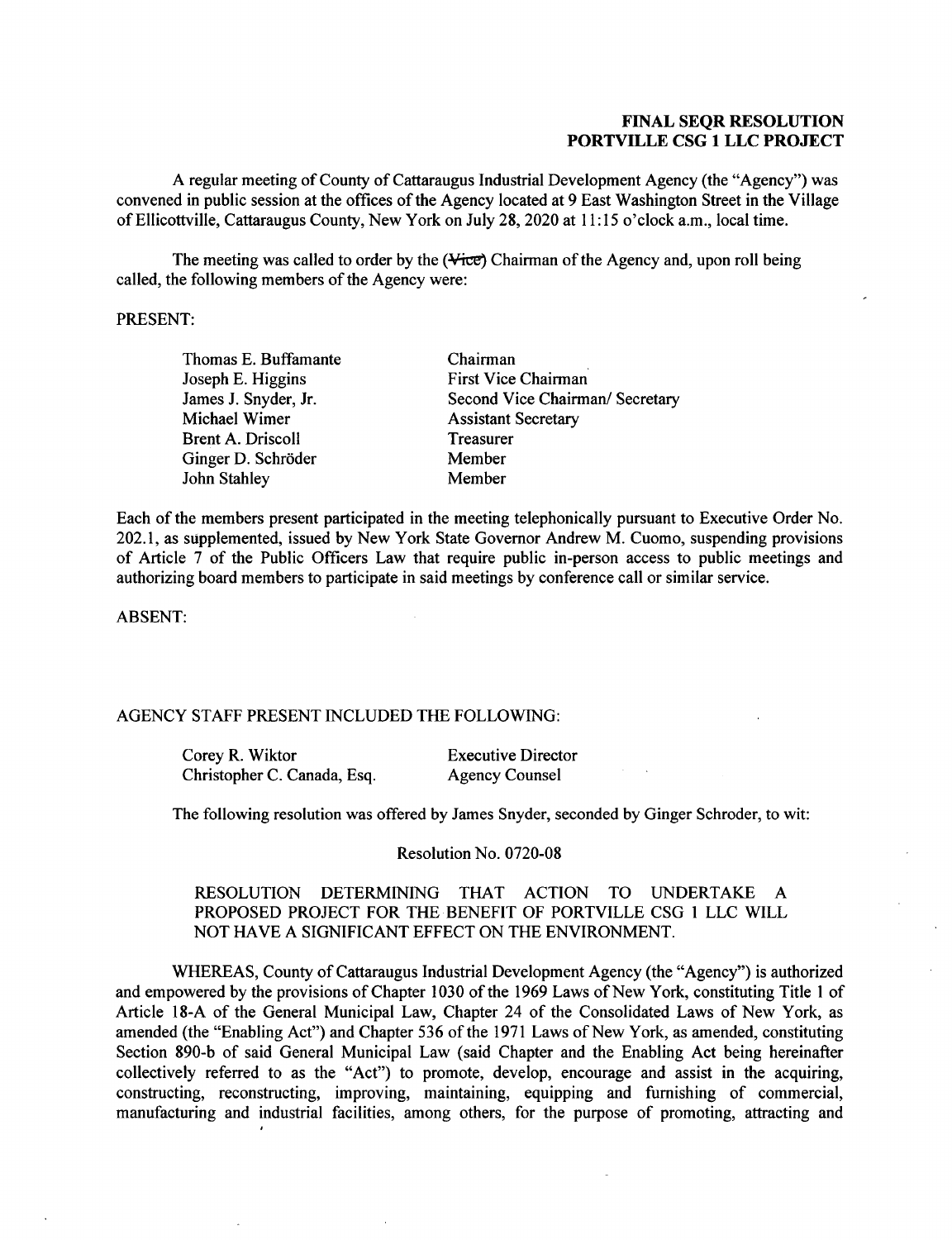**FINAL SEQR RESOLUTION**
**PORTVILLE CSG 1 LLC PROJECT**

A regular meeting of County of Cattaraugus Industrial Development Agency (the "Agency") was convened in public session at the offices of the Agency located at 9 East Washington Street in the Village of Ellicottville, Cattaraugus County, New York on July 28, 2020 at 11:15 o'clock a.m., local time.

The meeting was called to order by the ~~(Vice)~~ Chairman of the Agency and, upon roll being called, the following members of the Agency were:

PRESENT:

| | |
|---|---|
| Thomas E. Buffamante | Chairman |
| Joseph E. Higgins | First Vice Chairman |
| James J. Snyder, Jr. | Second Vice Chairman/ Secretary |
| Michael Wimer | Assistant Secretary |
| Brent A. Driscoll | Treasurer |
| Ginger D. Schröder | Member |
| John Stahley | Member |

Each of the members present participated in the meeting telephonically pursuant to Executive Order No. 202.1, as supplemented, issued by New York State Governor Andrew M. Cuomo, suspending provisions of Article 7 of the Public Officers Law that require public in-person access to public meetings and authorizing board members to participate in said meetings by conference call or similar service.

ABSENT:

AGENCY STAFF PRESENT INCLUDED THE FOLLOWING:

| | |
|---|---|
| Corey R. Wiktor | Executive Director |
| Christopher C. Canada, Esq. | Agency Counsel |

The following resolution was offered by James Snyder, seconded by Ginger Schroder, to wit:

Resolution No. 0720-08

RESOLUTION DETERMINING THAT ACTION TO UNDERTAKE A PROPOSED PROJECT FOR THE BENEFIT OF PORTVILLE CSG 1 LLC WILL NOT HAVE A SIGNIFICANT EFFECT ON THE ENVIRONMENT.

WHEREAS, County of Cattaraugus Industrial Development Agency (the "Agency") is authorized and empowered by the provisions of Chapter 1030 of the 1969 Laws of New York, constituting Title 1 of Article 18-A of the General Municipal Law, Chapter 24 of the Consolidated Laws of New York, as amended (the "Enabling Act") and Chapter 536 of the 1971 Laws of New York, as amended, constituting Section 890-b of said General Municipal Law (said Chapter and the Enabling Act being hereinafter collectively referred to as the "Act") to promote, develop, encourage and assist in the acquiring, constructing, reconstructing, improving, maintaining, equipping and furnishing of commercial, manufacturing and industrial facilities, among others, for the purpose of promoting, attracting and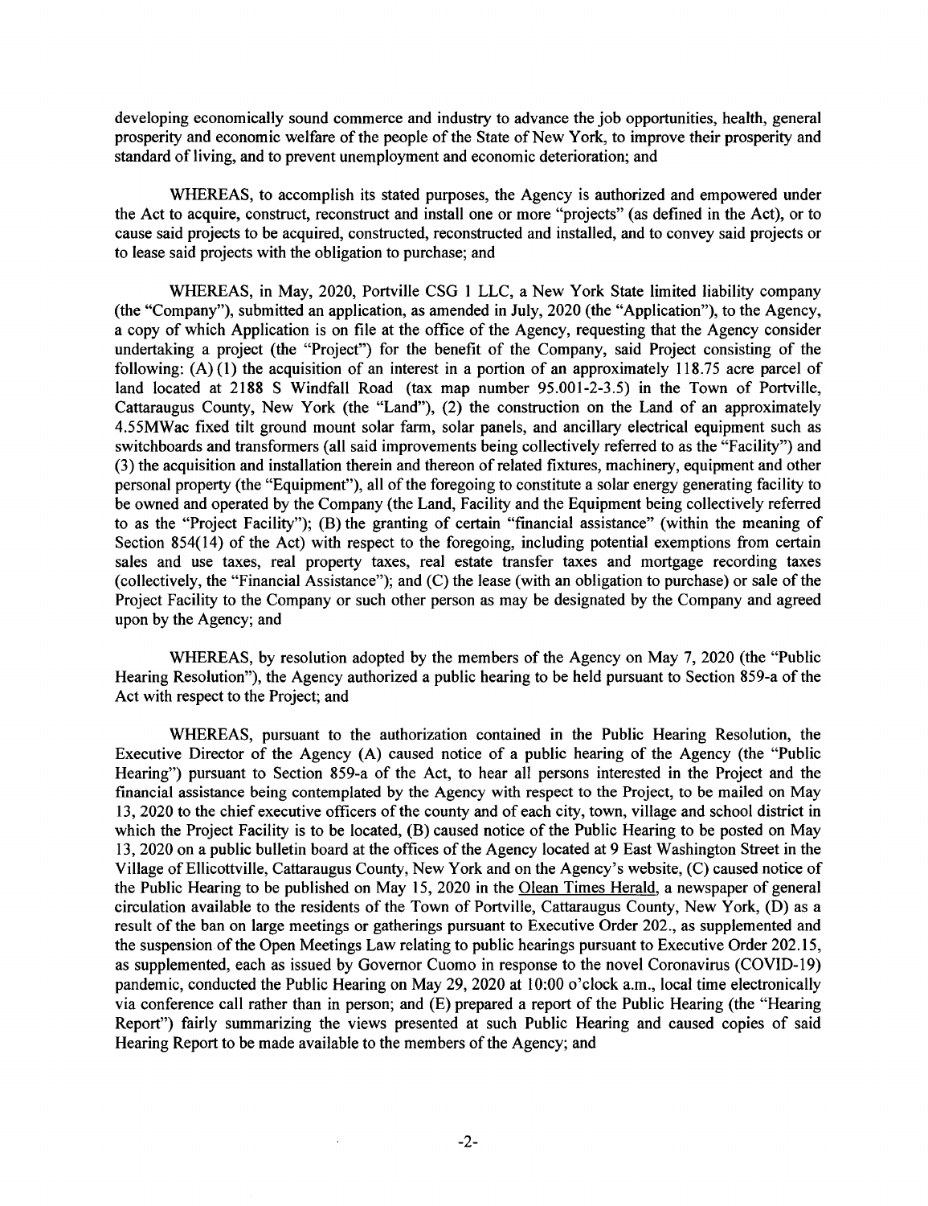developing economically sound commerce and industry to advance the job opportunities, health, general prosperity and economic welfare of the people of the State of New York, to improve their prosperity and standard of living, and to prevent unemployment and economic deterioration; and

WHEREAS, to accomplish its stated purposes, the Agency is authorized and empowered under the Act to acquire, construct, reconstruct and install one or more "projects" (as defined in the Act), or to cause said projects to be acquired, constructed, reconstructed and installed, and to convey said projects or to lease said projects with the obligation to purchase; and

WHEREAS, in May, 2020, Portville CSG 1 LLC, a New York State limited liability company (the "Company"), submitted an application, as amended in July, 2020 (the "Application"), to the Agency, a copy of which Application is on file at the office of the Agency, requesting that the Agency consider undertaking a project (the "Project") for the benefit of the Company, said Project consisting of the following: (A) (1) the acquisition of an interest in a portion of an approximately 118.75 acre parcel of land located at 2188 S Windfall Road (tax map number 95.001-2-3.5) in the Town of Portville, Cattaraugus County, New York (the "Land"), (2) the construction on the Land of an approximately 4.55MWac fixed tilt ground mount solar farm, solar panels, and ancillary electrical equipment such as switchboards and transformers (all said improvements being collectively referred to as the "Facility") and (3) the acquisition and installation therein and thereon of related fixtures, machinery, equipment and other personal property (the "Equipment"), all of the foregoing to constitute a solar energy generating facility to be owned and operated by the Company (the Land, Facility and the Equipment being collectively referred to as the "Project Facility"); (B) the granting of certain "financial assistance" (within the meaning of Section 854(14) of the Act) with respect to the foregoing, including potential exemptions from certain sales and use taxes, real property taxes, real estate transfer taxes and mortgage recording taxes (collectively, the "Financial Assistance"); and (C) the lease (with an obligation to purchase) or sale of the Project Facility to the Company or such other person as may be designated by the Company and agreed upon by the Agency; and

WHEREAS, by resolution adopted by the members of the Agency on May 7, 2020 (the "Public Hearing Resolution"), the Agency authorized a public hearing to be held pursuant to Section 859-a of the Act with respect to the Project; and

WHEREAS, pursuant to the authorization contained in the Public Hearing Resolution, the Executive Director of the Agency (A) caused notice of a public hearing of the Agency (the "Public Hearing") pursuant to Section 859-a of the Act, to hear all persons interested in the Project and the financial assistance being contemplated by the Agency with respect to the Project, to be mailed on May 13, 2020 to the chief executive officers of the county and of each city, town, village and school district in which the Project Facility is to be located, (B) caused notice of the Public Hearing to be posted on May 13, 2020 on a public bulletin board at the offices of the Agency located at 9 East Washington Street in the Village of Ellicottville, Cattaraugus County, New York and on the Agency's website, (C) caused notice of the Public Hearing to be published on May 15, 2020 in the Olean Times Herald, a newspaper of general circulation available to the residents of the Town of Portville, Cattaraugus County, New York, (D) as a result of the ban on large meetings or gatherings pursuant to Executive Order 202., as supplemented and the suspension of the Open Meetings Law relating to public hearings pursuant to Executive Order 202.15, as supplemented, each as issued by Governor Cuomo in response to the novel Coronavirus (COVID-19) pandemic, conducted the Public Hearing on May 29, 2020 at 10:00 o'clock a.m., local time electronically via conference call rather than in person; and (E) prepared a report of the Public Hearing (the "Hearing Report") fairly summarizing the views presented at such Public Hearing and caused copies of said Hearing Report to be made available to the members of the Agency; and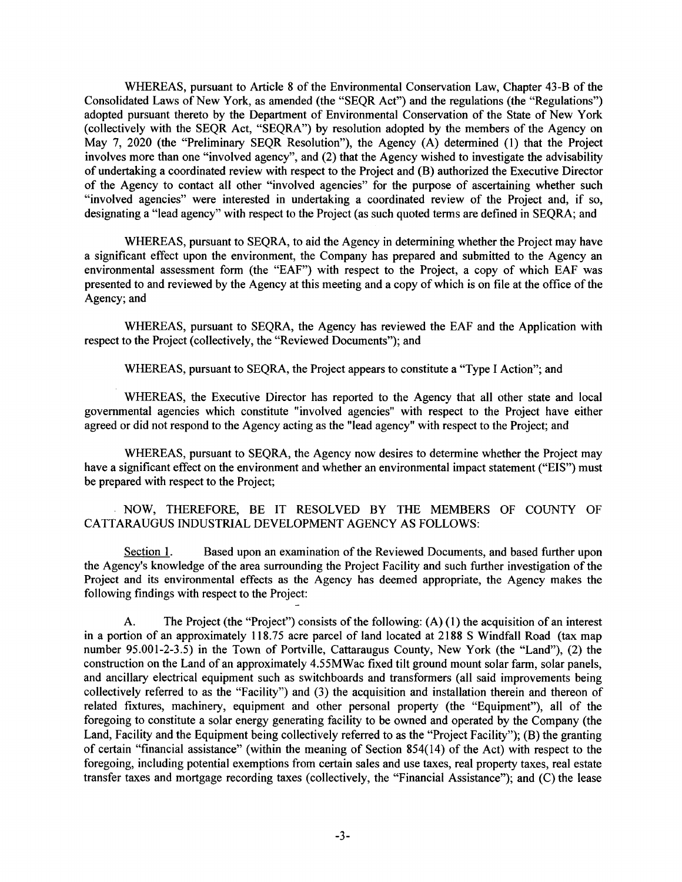WHEREAS, pursuant to Article 8 of the Environmental Conservation Law, Chapter 43-B of the Consolidated Laws of New York, as amended (the "SEQR Act") and the regulations (the "Regulations") adopted pursuant thereto by the Department of Environmental Conservation of the State of New York (collectively with the SEQR Act, "SEQRA") by resolution adopted by the members of the Agency on May 7, 2020 (the "Preliminary SEQR Resolution"), the Agency (A) determined (1) that the Project involves more than one "involved agency", and (2) that the Agency wished to investigate the advisability of undertaking a coordinated review with respect to the Project and (B) authorized the Executive Director of the Agency to contact all other "involved agencies" for the purpose of ascertaining whether such "involved agencies" were interested in undertaking a coordinated review of the Project and, if so, designating a "lead agency" with respect to the Project (as such quoted terms are defined in SEQRA; and

WHEREAS, pursuant to SEQRA, to aid the Agency in determining whether the Project may have a significant effect upon the environment, the Company has prepared and submitted to the Agency an environmental assessment form (the "EAF") with respect to the Project, a copy of which EAF was presented to and reviewed by the Agency at this meeting and a copy of which is on file at the office of the Agency; and

WHEREAS, pursuant to SEQRA, the Agency has reviewed the EAF and the Application with respect to the Project (collectively, the "Reviewed Documents"); and

WHEREAS, pursuant to SEQRA, the Project appears to constitute a "Type I Action"; and

WHEREAS, the Executive Director has reported to the Agency that all other state and local governmental agencies which constitute "involved agencies" with respect to the Project have either agreed or did not respond to the Agency acting as the "lead agency" with respect to the Project; and

WHEREAS, pursuant to SEQRA, the Agency now desires to determine whether the Project may have a significant effect on the environment and whether an environmental impact statement ("EIS") must be prepared with respect to the Project;

NOW, THEREFORE, BE IT RESOLVED BY THE MEMBERS OF COUNTY OF CATTARAUGUS INDUSTRIAL DEVELOPMENT AGENCY AS FOLLOWS:

Section 1. Based upon an examination of the Reviewed Documents, and based further upon the Agency's knowledge of the area surrounding the Project Facility and such further investigation of the Project and its environmental effects as the Agency has deemed appropriate, the Agency makes the following findings with respect to the Project:

A. The Project (the "Project") consists of the following: (A) (1) the acquisition of an interest in a portion of an approximately 118.75 acre parcel of land located at 2188 S Windfall Road (tax map number 95.001-2-3.5) in the Town of Portville, Cattaraugus County, New York (the "Land"), (2) the construction on the Land of an approximately 4.55MWac fixed tilt ground mount solar farm, solar panels, and ancillary electrical equipment such as switchboards and transformers (all said improvements being collectively referred to as the "Facility") and (3) the acquisition and installation therein and thereon of related fixtures, machinery, equipment and other personal property (the "Equipment"), all of the foregoing to constitute a solar energy generating facility to be owned and operated by the Company (the Land, Facility and the Equipment being collectively referred to as the "Project Facility"); (B) the granting of certain "financial assistance" (within the meaning of Section 854(14) of the Act) with respect to the foregoing, including potential exemptions from certain sales and use taxes, real property taxes, real estate transfer taxes and mortgage recording taxes (collectively, the "Financial Assistance"); and (C) the lease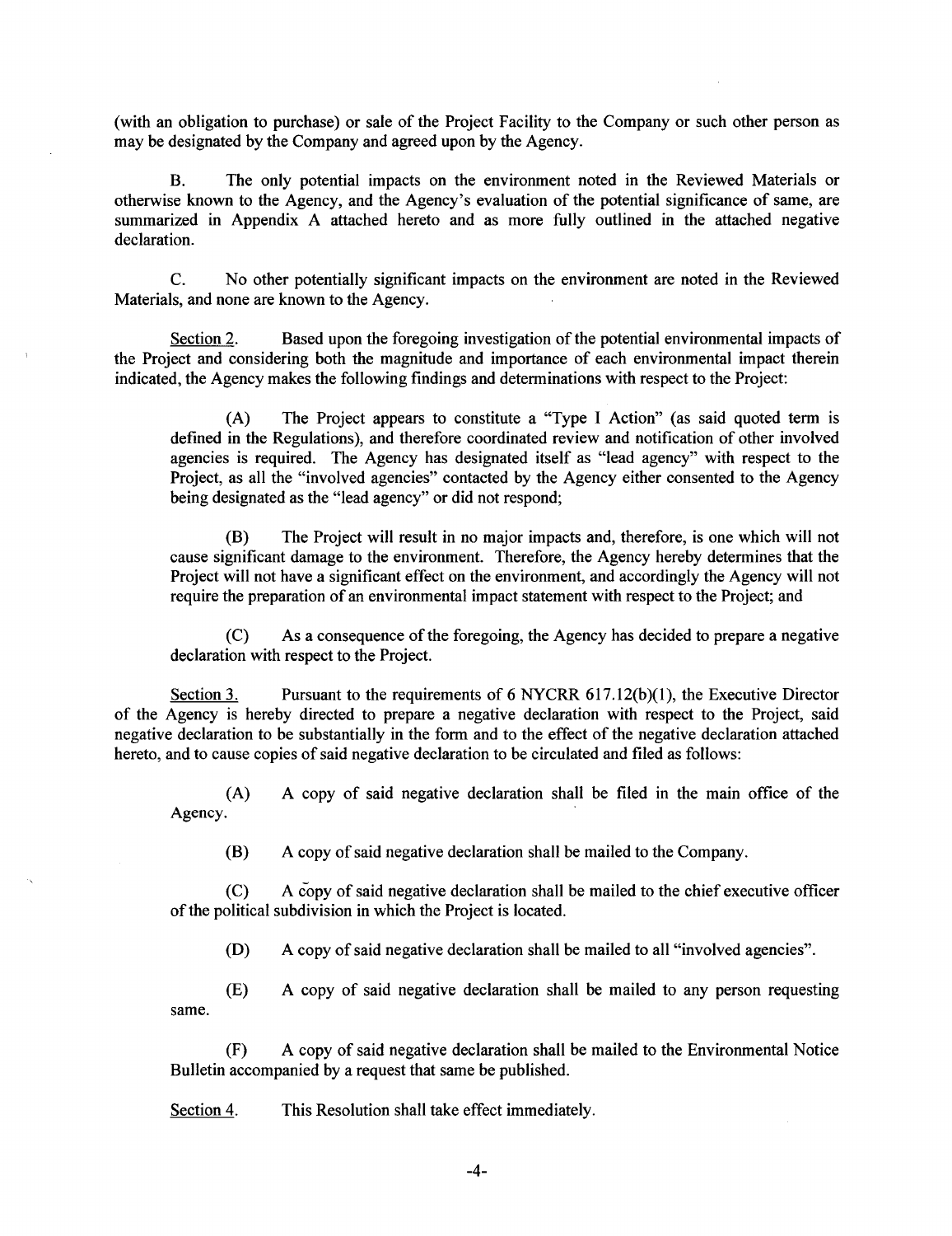(with an obligation to purchase) or sale of the Project Facility to the Company or such other person as may be designated by the Company and agreed upon by the Agency.

B. The only potential impacts on the environment noted in the Reviewed Materials or otherwise known to the Agency, and the Agency's evaluation of the potential significance of same, are summarized in Appendix A attached hereto and as more fully outlined in the attached negative declaration.

C. No other potentially significant impacts on the environment are noted in the Reviewed Materials, and none are known to the Agency.

Section 2. Based upon the foregoing investigation of the potential environmental impacts of the Project and considering both the magnitude and importance of each environmental impact therein indicated, the Agency makes the following findings and determinations with respect to the Project:

(A) The Project appears to constitute a "Type I Action" (as said quoted term is defined in the Regulations), and therefore coordinated review and notification of other involved agencies is required. The Agency has designated itself as "lead agency" with respect to the Project, as all the "involved agencies" contacted by the Agency either consented to the Agency being designated as the "lead agency" or did not respond;

(B) The Project will result in no major impacts and, therefore, is one which will not cause significant damage to the environment. Therefore, the Agency hereby determines that the Project will not have a significant effect on the environment, and accordingly the Agency will not require the preparation of an environmental impact statement with respect to the Project; and

(C) As a consequence of the foregoing, the Agency has decided to prepare a negative declaration with respect to the Project.

Section 3. Pursuant to the requirements of 6 NYCRR 617.12(b)(1), the Executive Director of the Agency is hereby directed to prepare a negative declaration with respect to the Project, said negative declaration to be substantially in the form and to the effect of the negative declaration attached hereto, and to cause copies of said negative declaration to be circulated and filed as follows:

(A) A copy of said negative declaration shall be filed in the main office of the Agency.

(B) A copy of said negative declaration shall be mailed to the Company.

(C) A copy of said negative declaration shall be mailed to the chief executive officer of the political subdivision in which the Project is located.

(D) A copy of said negative declaration shall be mailed to all "involved agencies".

(E) A copy of said negative declaration shall be mailed to any person requesting same.

(F) A copy of said negative declaration shall be mailed to the Environmental Notice Bulletin accompanied by a request that same be published.

Section 4. This Resolution shall take effect immediately.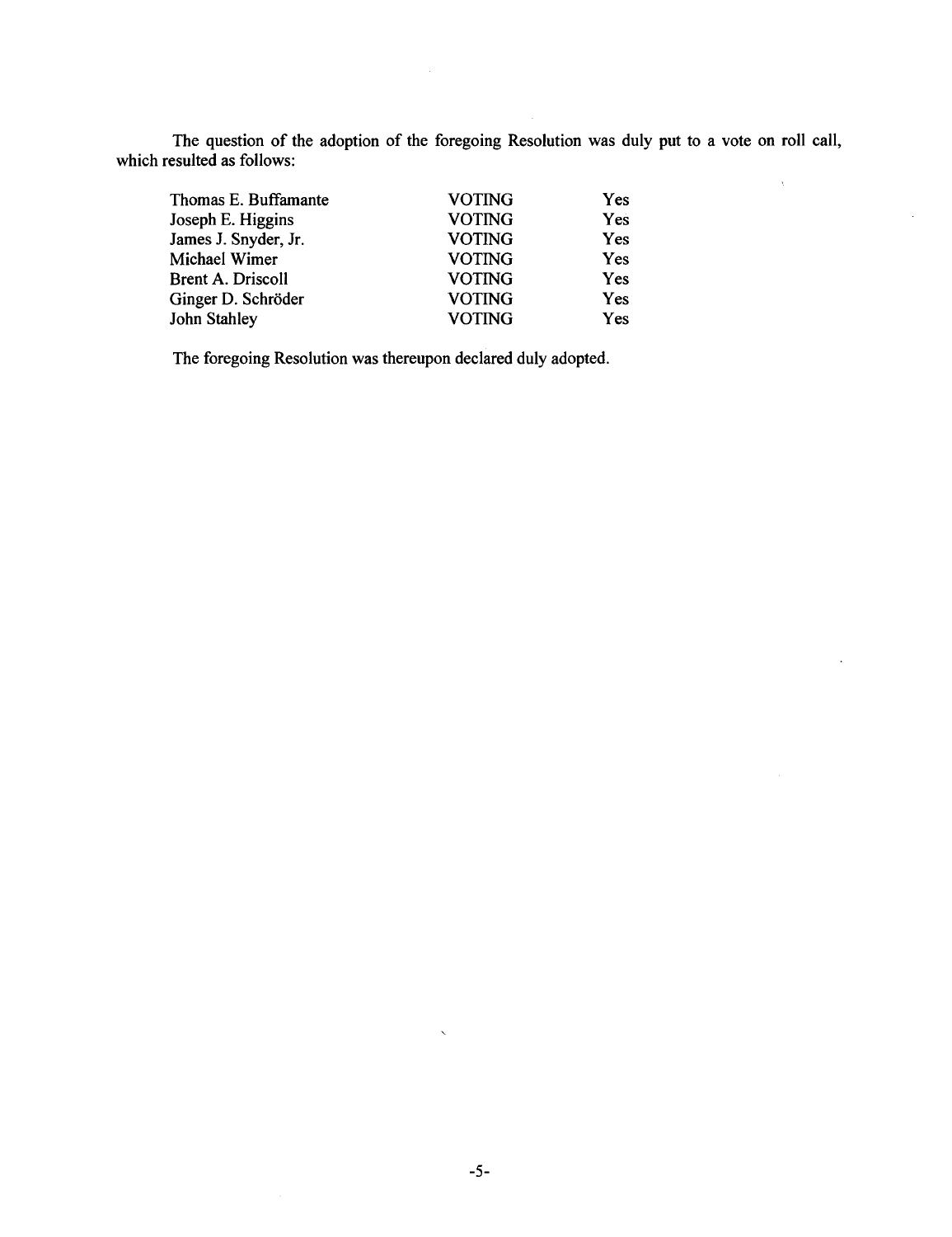The question of the adoption of the foregoing Resolution was duly put to a vote on roll call, which resulted as follows:

| | | |
|---|---|---|
| Thomas E. Buffamante | VOTING | Yes |
| Joseph E. Higgins | VOTING | Yes |
| James J. Snyder, Jr. | VOTING | Yes |
| Michael Wimer | VOTING | Yes |
| Brent A. Driscoll | VOTING | Yes |
| Ginger D. Schröder | VOTING | Yes |
| John Stahley | VOTING | Yes |

The foregoing Resolution was thereupon declared duly adopted.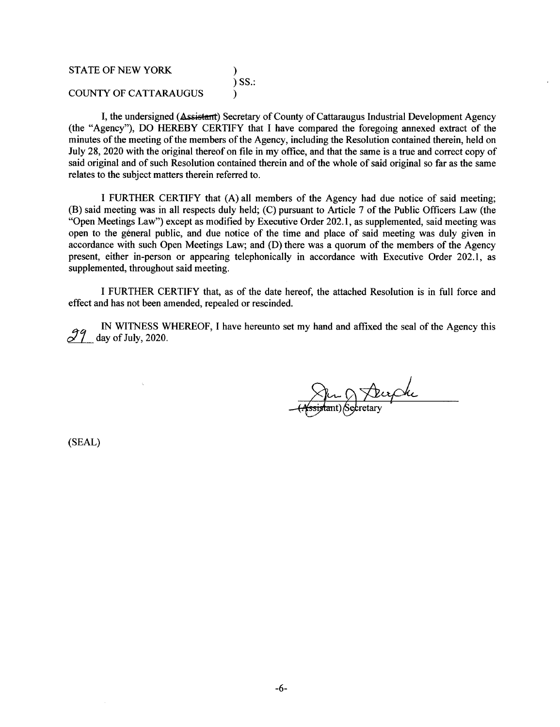STATE OF NEW YORK )
) SS.:
COUNTY OF CATTARAUGUS )

I, the undersigned (~~Assistant~~) Secretary of County of Cattaraugus Industrial Development Agency (the "Agency"), DO HEREBY CERTIFY that I have compared the foregoing annexed extract of the minutes of the meeting of the members of the Agency, including the Resolution contained therein, held on July 28, 2020 with the original thereof on file in my office, and that the same is a true and correct copy of said original and of such Resolution contained therein and of the whole of said original so far as the same relates to the subject matters therein referred to.

I FURTHER CERTIFY that (A) all members of the Agency had due notice of said meeting; (B) said meeting was in all respects duly held; (C) pursuant to Article 7 of the Public Officers Law (the "Open Meetings Law") except as modified by Executive Order 202.1, as supplemented, said meeting was open to the général public, and due notice of the time and place of said meeting was duly given in accordance with such Open Meetings Law; and (D) there was a quorum of the members of the Agency present, either in-person or appearing telephonically in accordance with Executive Order 202.1, as supplemented, throughout said meeting.

I FURTHER CERTIFY that, as of the date hereof, the attached Resolution is in full force and effect and has not been amended, repealed or rescinded.

IN WITNESS WHEREOF, I have hereunto set my hand and affixed the seal of the Agency this 29 day of July, 2020.

(~~Assistant~~) Secretary

(SEAL)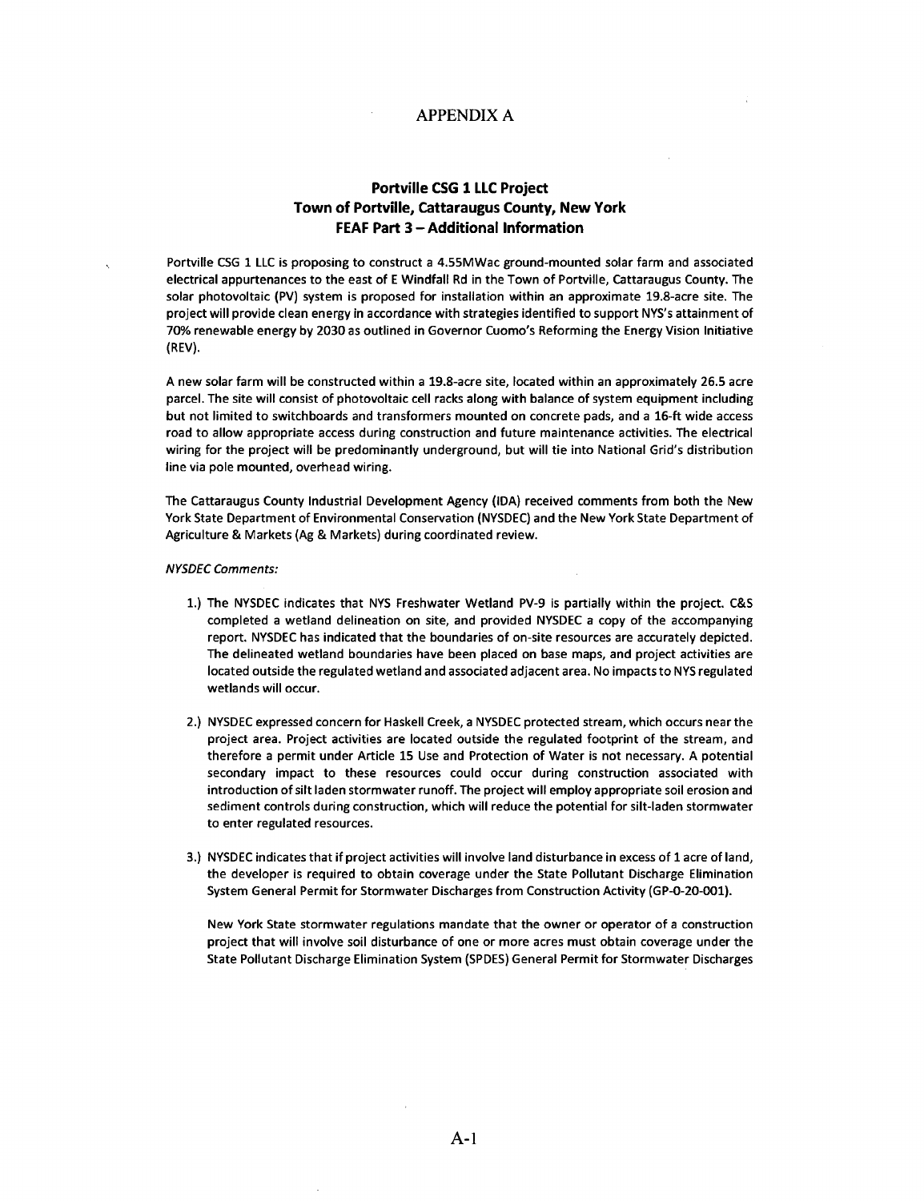# APPENDIX A

## Portville CSG 1 LLC Project
## Town of Portville, Cattaraugus County, New York
## FEAF Part 3 – Additional Information

Portville CSG 1 LLC is proposing to construct a 4.55MWac ground-mounted solar farm and associated electrical appurtenances to the east of E Windfall Rd in the Town of Portville, Cattaraugus County. The solar photovoltaic (PV) system is proposed for installation within an approximate 19.8-acre site. The project will provide clean energy in accordance with strategies identified to support NYS's attainment of 70% renewable energy by 2030 as outlined in Governor Cuomo's Reforming the Energy Vision Initiative (REV).

A new solar farm will be constructed within a 19.8-acre site, located within an approximately 26.5 acre parcel. The site will consist of photovoltaic cell racks along with balance of system equipment including but not limited to switchboards and transformers mounted on concrete pads, and a 16-ft wide access road to allow appropriate access during construction and future maintenance activities. The electrical wiring for the project will be predominantly underground, but will tie into National Grid's distribution line via pole mounted, overhead wiring.

The Cattaraugus County Industrial Development Agency (IDA) received comments from both the New York State Department of Environmental Conservation (NYSDEC) and the New York State Department of Agriculture & Markets (Ag & Markets) during coordinated review.

*NYSDEC Comments:*

1.) The NYSDEC indicates that NYS Freshwater Wetland PV-9 is partially within the project. C&S completed a wetland delineation on site, and provided NYSDEC a copy of the accompanying report. NYSDEC has indicated that the boundaries of on-site resources are accurately depicted. The delineated wetland boundaries have been placed on base maps, and project activities are located outside the regulated wetland and associated adjacent area. No impacts to NYS regulated wetlands will occur.

2.) NYSDEC expressed concern for Haskell Creek, a NYSDEC protected stream, which occurs near the project area. Project activities are located outside the regulated footprint of the stream, and therefore a permit under Article 15 Use and Protection of Water is not necessary. A potential secondary impact to these resources could occur during construction associated with introduction of silt laden stormwater runoff. The project will employ appropriate soil erosion and sediment controls during construction, which will reduce the potential for silt-laden stormwater to enter regulated resources.

3.) NYSDEC indicates that if project activities will involve land disturbance in excess of 1 acre of land, the developer is required to obtain coverage under the State Pollutant Discharge Elimination System General Permit for Stormwater Discharges from Construction Activity (GP-0-20-001).

   New York State stormwater regulations mandate that the owner or operator of a construction project that will involve soil disturbance of one or more acres must obtain coverage under the State Pollutant Discharge Elimination System (SPDES) General Permit for Stormwater Discharges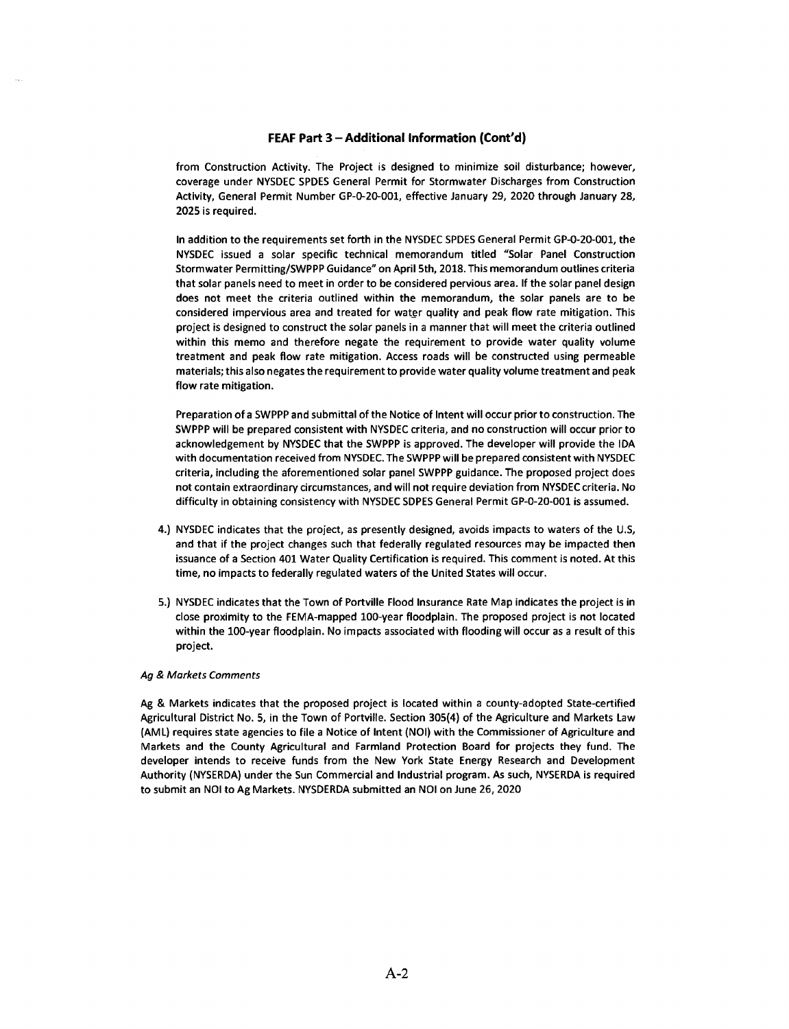## FEAF Part 3 – Additional Information (Cont'd)

from Construction Activity. The Project is designed to minimize soil disturbance; however, coverage under NYSDEC SPDES General Permit for Stormwater Discharges from Construction Activity, General Permit Number GP-0-20-001, effective January 29, 2020 through January 28, 2025 is required.

In addition to the requirements set forth in the NYSDEC SPDES General Permit GP-0-20-001, the NYSDEC issued a solar specific technical memorandum titled "Solar Panel Construction Stormwater Permitting/SWPPP Guidance" on April 5th, 2018. This memorandum outlines criteria that solar panels need to meet in order to be considered pervious area. If the solar panel design does not meet the criteria outlined within the memorandum, the solar panels are to be considered impervious area and treated for water quality and peak flow rate mitigation. This project is designed to construct the solar panels in a manner that will meet the criteria outlined within this memo and therefore negate the requirement to provide water quality volume treatment and peak flow rate mitigation. Access roads will be constructed using permeable materials; this also negates the requirement to provide water quality volume treatment and peak flow rate mitigation.

Preparation of a SWPPP and submittal of the Notice of Intent will occur prior to construction. The SWPPP will be prepared consistent with NYSDEC criteria, and no construction will occur prior to acknowledgement by NYSDEC that the SWPPP is approved. The developer will provide the IDA with documentation received from NYSDEC. The SWPPP will be prepared consistent with NYSDEC criteria, including the aforementioned solar panel SWPPP guidance. The proposed project does not contain extraordinary circumstances, and will not require deviation from NYSDEC criteria. No difficulty in obtaining consistency with NYSDEC SDPES General Permit GP-0-20-001 is assumed.

4.) NYSDEC indicates that the project, as presently designed, avoids impacts to waters of the U.S, and that if the project changes such that federally regulated resources may be impacted then issuance of a Section 401 Water Quality Certification is required. This comment is noted. At this time, no impacts to federally regulated waters of the United States will occur.

5.) NYSDEC indicates that the Town of Portville Flood Insurance Rate Map indicates the project is in close proximity to the FEMA-mapped 100-year floodplain. The proposed project is not located within the 100-year floodplain. No impacts associated with flooding will occur as a result of this project.

*Ag & Markets Comments*

Ag & Markets indicates that the proposed project is located within a county-adopted State-certified Agricultural District No. 5, in the Town of Portville. Section 305(4) of the Agriculture and Markets Law (AML) requires state agencies to file a Notice of Intent (NOI) with the Commissioner of Agriculture and Markets and the County Agricultural and Farmland Protection Board for projects they fund. The developer intends to receive funds from the New York State Energy Research and Development Authority (NYSERDA) under the Sun Commercial and Industrial program. As such, NYSERDA is required to submit an NOI to Ag Markets. NYSDERDA submitted an NOI on June 26, 2020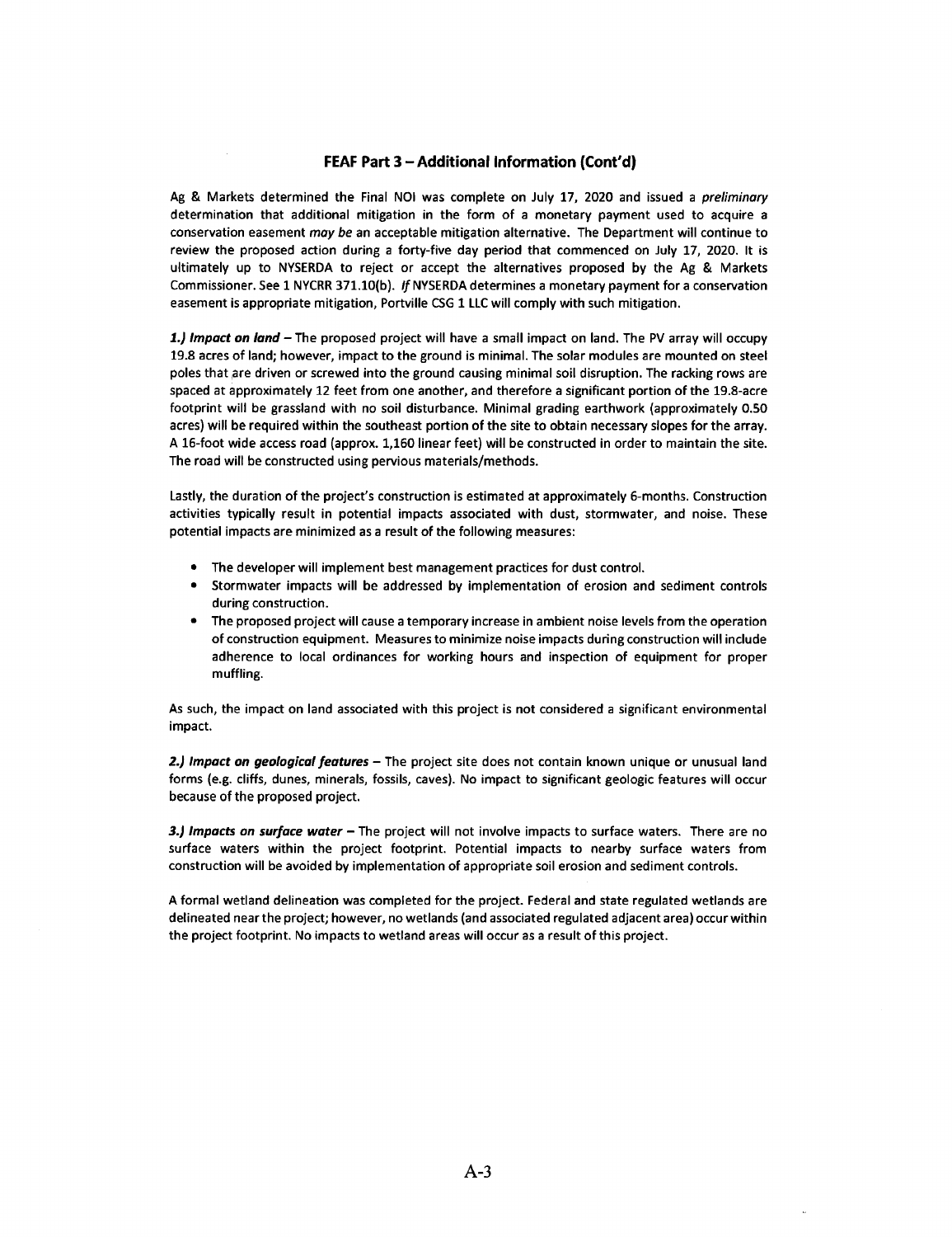## FEAF Part 3 – Additional Information (Cont'd)

Ag & Markets determined the Final NOI was complete on July 17, 2020 and issued a *preliminary* determination that additional mitigation in the form of a monetary payment used to acquire a conservation easement *may be* an acceptable mitigation alternative. The Department will continue to review the proposed action during a forty-five day period that commenced on July 17, 2020. It is ultimately up to NYSERDA to reject or accept the alternatives proposed by the Ag & Markets Commissioner. See 1 NYCRR 371.10(b). *If* NYSERDA determines a monetary payment for a conservation easement is appropriate mitigation, Portville CSG 1 LLC will comply with such mitigation.

***1.) Impact on land*** – The proposed project will have a small impact on land. The PV array will occupy 19.8 acres of land; however, impact to the ground is minimal. The solar modules are mounted on steel poles that are driven or screwed into the ground causing minimal soil disruption. The racking rows are spaced at approximately 12 feet from one another, and therefore a significant portion of the 19.8-acre footprint will be grassland with no soil disturbance. Minimal grading earthwork (approximately 0.50 acres) will be required within the southeast portion of the site to obtain necessary slopes for the array. A 16-foot wide access road (approx. 1,160 linear feet) will be constructed in order to maintain the site. The road will be constructed using pervious materials/methods.

Lastly, the duration of the project's construction is estimated at approximately 6-months. Construction activities typically result in potential impacts associated with dust, stormwater, and noise. These potential impacts are minimized as a result of the following measures:

- The developer will implement best management practices for dust control.
- Stormwater impacts will be addressed by implementation of erosion and sediment controls during construction.
- The proposed project will cause a temporary increase in ambient noise levels from the operation of construction equipment. Measures to minimize noise impacts during construction will include adherence to local ordinances for working hours and inspection of equipment for proper muffling.

As such, the impact on land associated with this project is not considered a significant environmental impact.

***2.) Impact on geological features*** – The project site does not contain known unique or unusual land forms (e.g. cliffs, dunes, minerals, fossils, caves). No impact to significant geologic features will occur because of the proposed project.

***3.) Impacts on surface water*** – The project will not involve impacts to surface waters. There are no surface waters within the project footprint. Potential impacts to nearby surface waters from construction will be avoided by implementation of appropriate soil erosion and sediment controls.

A formal wetland delineation was completed for the project. Federal and state regulated wetlands are delineated near the project; however, no wetlands (and associated regulated adjacent area) occur within the project footprint. No impacts to wetland areas will occur as a result of this project.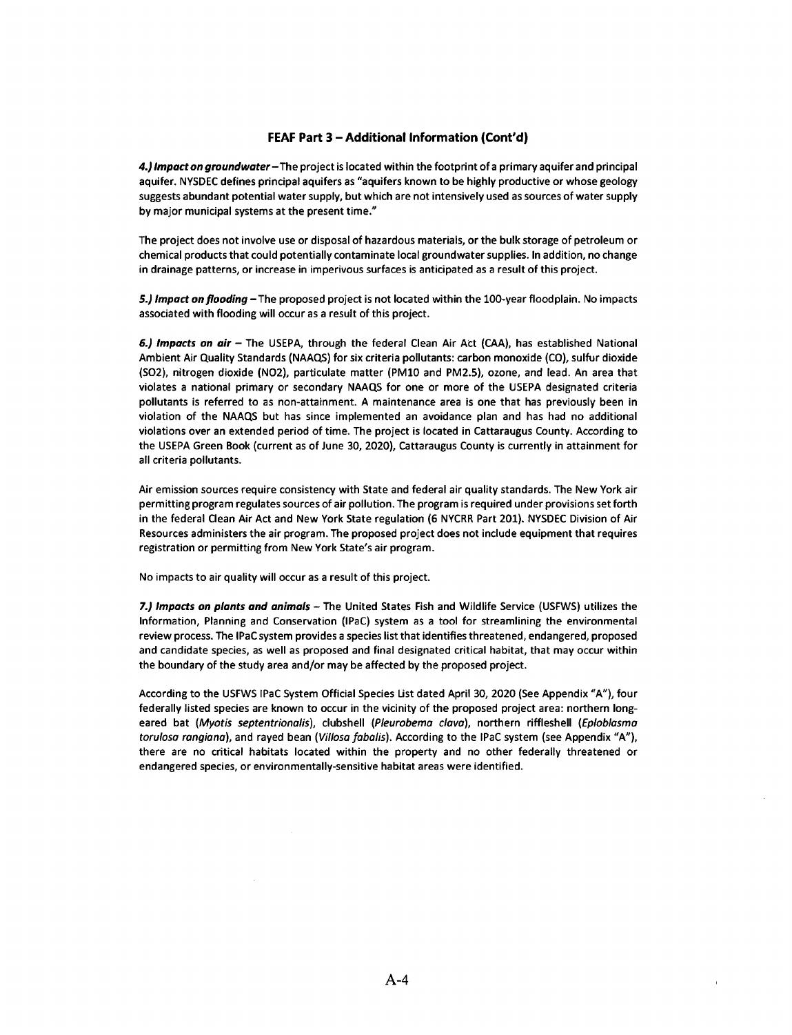## FEAF Part 3 – Additional Information (Cont'd)

***4.) Impact on groundwater*** – The project is located within the footprint of a primary aquifer and principal aquifer. NYSDEC defines principal aquifers as "aquifers known to be highly productive or whose geology suggests abundant potential water supply, but which are not intensively used as sources of water supply by major municipal systems at the present time."

The project does not involve use or disposal of hazardous materials, or the bulk storage of petroleum or chemical products that could potentially contaminate local groundwater supplies. In addition, no change in drainage patterns, or increase in imperivous surfaces is anticipated as a result of this project.

***5.) Impact on flooding*** – The proposed project is not located within the 100-year floodplain. No impacts associated with flooding will occur as a result of this project.

***6.) Impacts on air*** – The USEPA, through the federal Clean Air Act (CAA), has established National Ambient Air Quality Standards (NAAQS) for six criteria pollutants: carbon monoxide (CO), sulfur dioxide (SO2), nitrogen dioxide (NO2), particulate matter (PM10 and PM2.5), ozone, and lead. An area that violates a national primary or secondary NAAQS for one or more of the USEPA designated criteria pollutants is referred to as non-attainment. A maintenance area is one that has previously been in violation of the NAAQS but has since implemented an avoidance plan and has had no additional violations over an extended period of time. The project is located in Cattaraugus County. According to the USEPA Green Book (current as of June 30, 2020), Cattaraugus County is currently in attainment for all criteria pollutants.

Air emission sources require consistency with State and federal air quality standards. The New York air permitting program regulates sources of air pollution. The program is required under provisions set forth in the federal Clean Air Act and New York State regulation (6 NYCRR Part 201). NYSDEC Division of Air Resources administers the air program. The proposed project does not include equipment that requires registration or permitting from New York State's air program.

No impacts to air quality will occur as a result of this project.

***7.) Impacts on plants and animals*** – The United States Fish and Wildlife Service (USFWS) utilizes the Information, Planning and Conservation (IPaC) system as a tool for streamlining the environmental review process. The IPaC system provides a species list that identifies threatened, endangered, proposed and candidate species, as well as proposed and final designated critical habitat, that may occur within the boundary of the study area and/or may be affected by the proposed project.

According to the USFWS IPaC System Official Species List dated April 30, 2020 (See Appendix "A"), four federally listed species are known to occur in the vicinity of the proposed project area: northern long-eared bat (*Myotis septentrionalis*), clubshell (*Pleurobema clava*), northern riffleshell (*Epioblasma torulosa rangiana*), and rayed bean (*Villosa fabalis*). According to the IPaC system (see Appendix "A"), there are no critical habitats located within the property and no other federally threatened or endangered species, or environmentally-sensitive habitat areas were identified.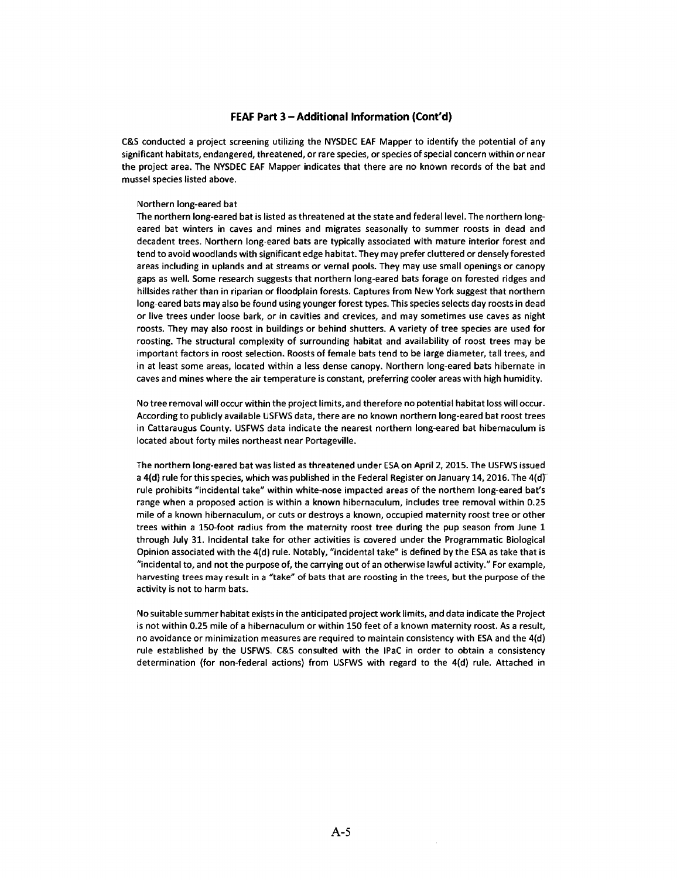## FEAF Part 3 – Additional Information (Cont'd)

C&S conducted a project screening utilizing the NYSDEC EAF Mapper to identify the potential of any significant habitats, endangered, threatened, or rare species, or species of special concern within or near the project area. The NYSDEC EAF Mapper indicates that there are no known records of the bat and mussel species listed above.

Northern long-eared bat

The northern long-eared bat is listed as threatened at the state and federal level. The northern long-eared bat winters in caves and mines and migrates seasonally to summer roosts in dead and decadent trees. Northern long-eared bats are typically associated with mature interior forest and tend to avoid woodlands with significant edge habitat. They may prefer cluttered or densely forested areas including in uplands and at streams or vernal pools. They may use small openings or canopy gaps as well. Some research suggests that northern long-eared bats forage on forested ridges and hillsides rather than in riparian or floodplain forests. Captures from New York suggest that northern long-eared bats may also be found using younger forest types. This species selects day roosts in dead or live trees under loose bark, or in cavities and crevices, and may sometimes use caves as night roosts. They may also roost in buildings or behind shutters. A variety of tree species are used for roosting. The structural complexity of surrounding habitat and availability of roost trees may be important factors in roost selection. Roosts of female bats tend to be large diameter, tall trees, and in at least some areas, located within a less dense canopy. Northern long-eared bats hibernate in caves and mines where the air temperature is constant, preferring cooler areas with high humidity.

No tree removal will occur within the project limits, and therefore no potential habitat loss will occur. According to publicly available USFWS data, there are no known northern long-eared bat roost trees in Cattaraugus County. USFWS data indicate the nearest northern long-eared bat hibernaculum is located about forty miles northeast near Portageville.

The northern long-eared bat was listed as threatened under ESA on April 2, 2015. The USFWS issued a 4(d) rule for this species, which was published in the Federal Register on January 14, 2016. The 4(d) rule prohibits "incidental take" within white-nose impacted areas of the northern long-eared bat's range when a proposed action is within a known hibernaculum, includes tree removal within 0.25 mile of a known hibernaculum, or cuts or destroys a known, occupied maternity roost tree or other trees within a 150-foot radius from the maternity roost tree during the pup season from June 1 through July 31. Incidental take for other activities is covered under the Programmatic Biological Opinion associated with the 4(d) rule. Notably, "incidental take" is defined by the ESA as take that is "incidental to, and not the purpose of, the carrying out of an otherwise lawful activity." For example, harvesting trees may result in a "take" of bats that are roosting in the trees, but the purpose of the activity is not to harm bats.

No suitable summer habitat exists in the anticipated project work limits, and data indicate the Project is not within 0.25 mile of a hibernaculum or within 150 feet of a known maternity roost. As a result, no avoidance or minimization measures are required to maintain consistency with ESA and the 4(d) rule established by the USFWS. C&S consulted with the IPaC in order to obtain a consistency determination (for non-federal actions) from USFWS with regard to the 4(d) rule. Attached in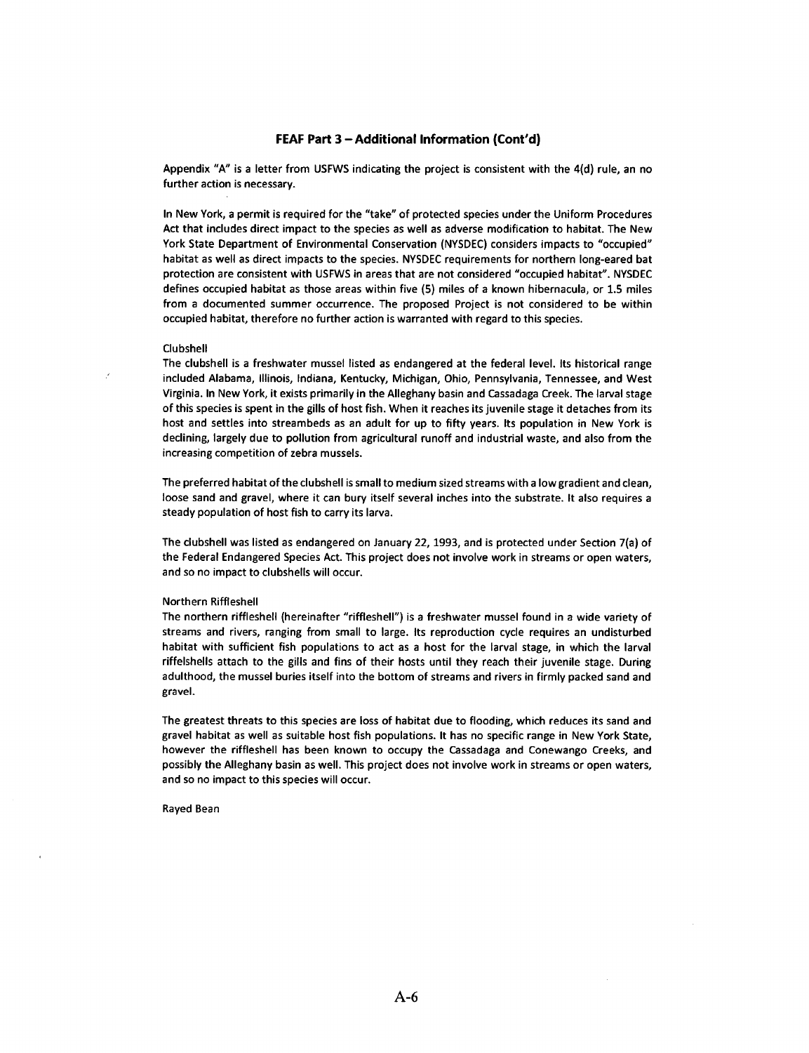## FEAF Part 3 – Additional Information (Cont'd)

Appendix "A" is a letter from USFWS indicating the project is consistent with the 4(d) rule, an no further action is necessary.

In New York, a permit is required for the "take" of protected species under the Uniform Procedures Act that includes direct impact to the species as well as adverse modification to habitat. The New York State Department of Environmental Conservation (NYSDEC) considers impacts to "occupied" habitat as well as direct impacts to the species. NYSDEC requirements for northern long-eared bat protection are consistent with USFWS in areas that are not considered "occupied habitat". NYSDEC defines occupied habitat as those areas within five (5) miles of a known hibernacula, or 1.5 miles from a documented summer occurrence. The proposed Project is not considered to be within occupied habitat, therefore no further action is warranted with regard to this species.

Clubshell

The clubshell is a freshwater mussel listed as endangered at the federal level. Its historical range included Alabama, Illinois, Indiana, Kentucky, Michigan, Ohio, Pennsylvania, Tennessee, and West Virginia. In New York, it exists primarily in the Alleghany basin and Cassadaga Creek. The larval stage of this species is spent in the gills of host fish. When it reaches its juvenile stage it detaches from its host and settles into streambeds as an adult for up to fifty years. Its population in New York is declining, largely due to pollution from agricultural runoff and industrial waste, and also from the increasing competition of zebra mussels.

The preferred habitat of the clubshell is small to medium sized streams with a low gradient and clean, loose sand and gravel, where it can bury itself several inches into the substrate. It also requires a steady population of host fish to carry its larva.

The clubshell was listed as endangered on January 22, 1993, and is protected under Section 7(a) of the Federal Endangered Species Act. This project does not involve work in streams or open waters, and so no impact to clubshells will occur.

Northern Riffleshell

The northern riffleshell (hereinafter "riffleshell") is a freshwater mussel found in a wide variety of streams and rivers, ranging from small to large. Its reproduction cycle requires an undisturbed habitat with sufficient fish populations to act as a host for the larval stage, in which the larval riffelshells attach to the gills and fins of their hosts until they reach their juvenile stage. During adulthood, the mussel buries itself into the bottom of streams and rivers in firmly packed sand and gravel.

The greatest threats to this species are loss of habitat due to flooding, which reduces its sand and gravel habitat as well as suitable host fish populations. It has no specific range in New York State, however the riffleshell has been known to occupy the Cassadaga and Conewango Creeks, and possibly the Alleghany basin as well. This project does not involve work in streams or open waters, and so no impact to this species will occur.

Rayed Bean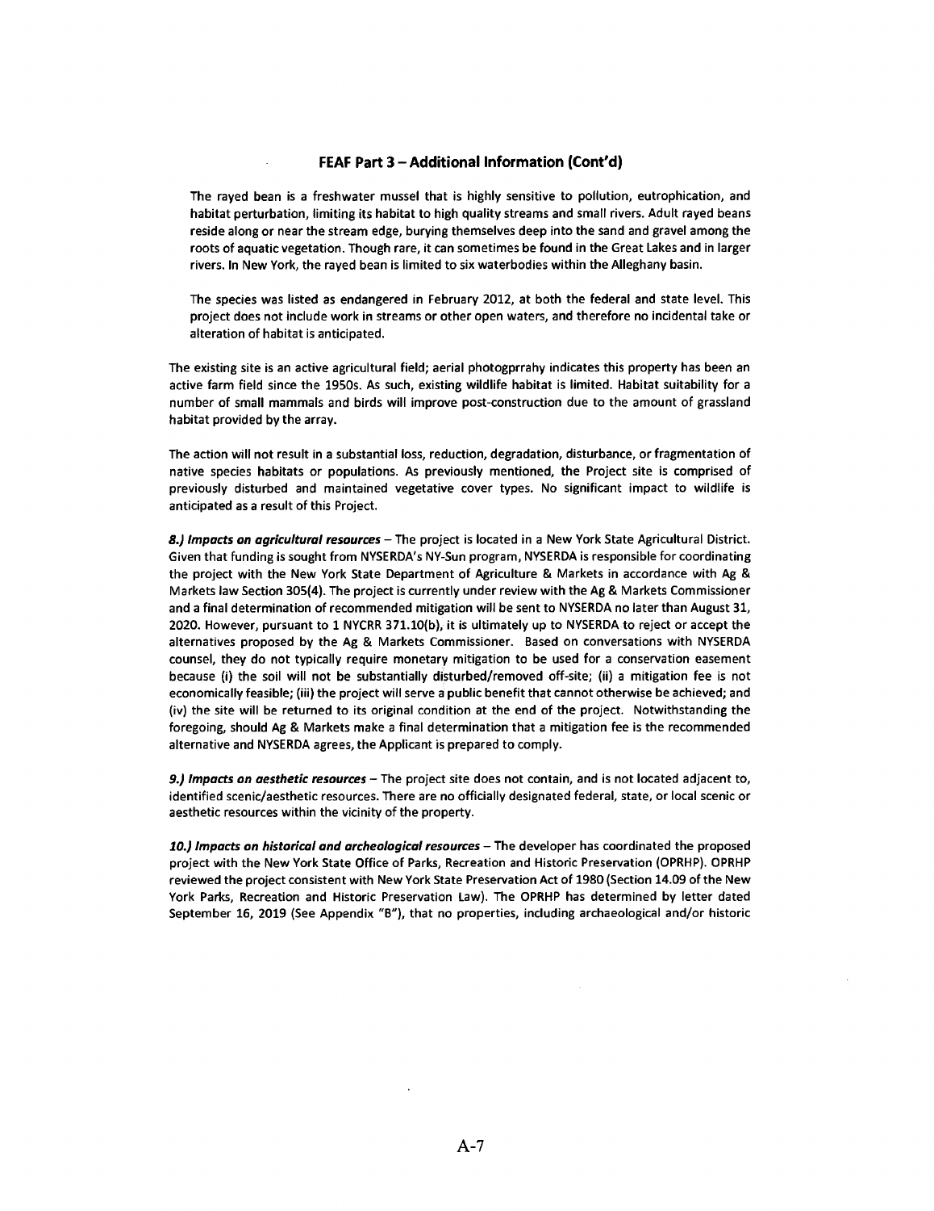## FEAF Part 3 – Additional Information (Cont'd)

The rayed bean is a freshwater mussel that is highly sensitive to pollution, eutrophication, and habitat perturbation, limiting its habitat to high quality streams and small rivers. Adult rayed beans reside along or near the stream edge, burying themselves deep into the sand and gravel among the roots of aquatic vegetation. Though rare, it can sometimes be found in the Great Lakes and in larger rivers. In New York, the rayed bean is limited to six waterbodies within the Alleghany basin.

The species was listed as endangered in February 2012, at both the federal and state level. This project does not include work in streams or other open waters, and therefore no incidental take or alteration of habitat is anticipated.

The existing site is an active agricultural field; aerial photogprrahy indicates this property has been an active farm field since the 1950s. As such, existing wildlife habitat is limited. Habitat suitability for a number of small mammals and birds will improve post-construction due to the amount of grassland habitat provided by the array.

The action will not result in a substantial loss, reduction, degradation, disturbance, or fragmentation of native species habitats or populations. As previously mentioned, the Project site is comprised of previously disturbed and maintained vegetative cover types. No significant impact to wildlife is anticipated as a result of this Project.

***8.) Impacts on agricultural resources*** – The project is located in a New York State Agricultural District. Given that funding is sought from NYSERDA's NY-Sun program, NYSERDA is responsible for coordinating the project with the New York State Department of Agriculture & Markets in accordance with Ag & Markets law Section 305(4). The project is currently under review with the Ag & Markets Commissioner and a final determination of recommended mitigation will be sent to NYSERDA no later than August 31, 2020. However, pursuant to 1 NYCRR 371.10(b), it is ultimately up to NYSERDA to reject or accept the alternatives proposed by the Ag & Markets Commissioner. Based on conversations with NYSERDA counsel, they do not typically require monetary mitigation to be used for a conservation easement because (i) the soil will not be substantially disturbed/removed off-site; (ii) a mitigation fee is not economically feasible; (iii) the project will serve a public benefit that cannot otherwise be achieved; and (iv) the site will be returned to its original condition at the end of the project. Notwithstanding the foregoing, should Ag & Markets make a final determination that a mitigation fee is the recommended alternative and NYSERDA agrees, the Applicant is prepared to comply.

***9.) Impacts on aesthetic resources*** – The project site does not contain, and is not located adjacent to, identified scenic/aesthetic resources. There are no officially designated federal, state, or local scenic or aesthetic resources within the vicinity of the property.

***10.) Impacts on historical and archeological resources*** – The developer has coordinated the proposed project with the New York State Office of Parks, Recreation and Historic Preservation (OPRHP). OPRHP reviewed the project consistent with New York State Preservation Act of 1980 (Section 14.09 of the New York Parks, Recreation and Historic Preservation Law). The OPRHP has determined by letter dated September 16, 2019 (See Appendix "B"), that no properties, including archaeological and/or historic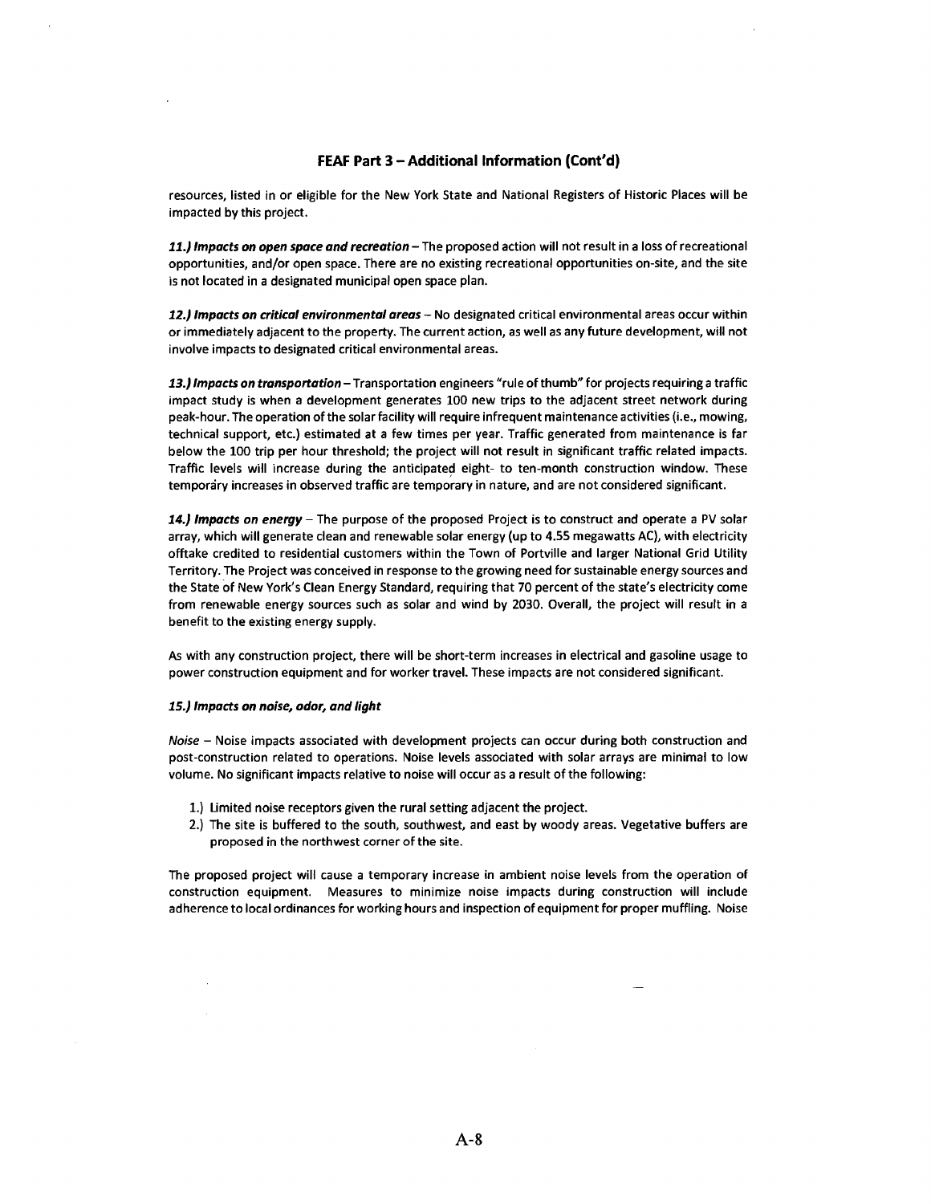## FEAF Part 3 – Additional Information (Cont'd)

resources, listed in or eligible for the New York State and National Registers of Historic Places will be impacted by this project.

***11.) Impacts on open space and recreation*** – The proposed action will not result in a loss of recreational opportunities, and/or open space. There are no existing recreational opportunities on-site, and the site is not located in a designated municipal open space plan.

***12.) Impacts on critical environmental areas*** – No designated critical environmental areas occur within or immediately adjacent to the property. The current action, as well as any future development, will not involve impacts to designated critical environmental areas.

***13.) Impacts on transportation*** – Transportation engineers "rule of thumb" for projects requiring a traffic impact study is when a development generates 100 new trips to the adjacent street network during peak-hour. The operation of the solar facility will require infrequent maintenance activities (i.e., mowing, technical support, etc.) estimated at a few times per year. Traffic generated from maintenance is far below the 100 trip per hour threshold; the project will not result in significant traffic related impacts. Traffic levels will increase during the anticipated eight- to ten-month construction window. These temporary increases in observed traffic are temporary in nature, and are not considered significant.

***14.) Impacts on energy*** – The purpose of the proposed Project is to construct and operate a PV solar array, which will generate clean and renewable solar energy (up to 4.55 megawatts AC), with electricity offtake credited to residential customers within the Town of Portville and larger National Grid Utility Territory. The Project was conceived in response to the growing need for sustainable energy sources and the State of New York's Clean Energy Standard, requiring that 70 percent of the state's electricity come from renewable energy sources such as solar and wind by 2030. Overall, the project will result in a benefit to the existing energy supply.

As with any construction project, there will be short-term increases in electrical and gasoline usage to power construction equipment and for worker travel. These impacts are not considered significant.

***15.) Impacts on noise, odor, and light***

*Noise* – Noise impacts associated with development projects can occur during both construction and post-construction related to operations. Noise levels associated with solar arrays are minimal to low volume. No significant impacts relative to noise will occur as a result of the following:

1.) Limited noise receptors given the rural setting adjacent the project.
2.) The site is buffered to the south, southwest, and east by woody areas. Vegetative buffers are proposed in the northwest corner of the site.

The proposed project will cause a temporary increase in ambient noise levels from the operation of construction equipment. Measures to minimize noise impacts during construction will include adherence to local ordinances for working hours and inspection of equipment for proper muffling. Noise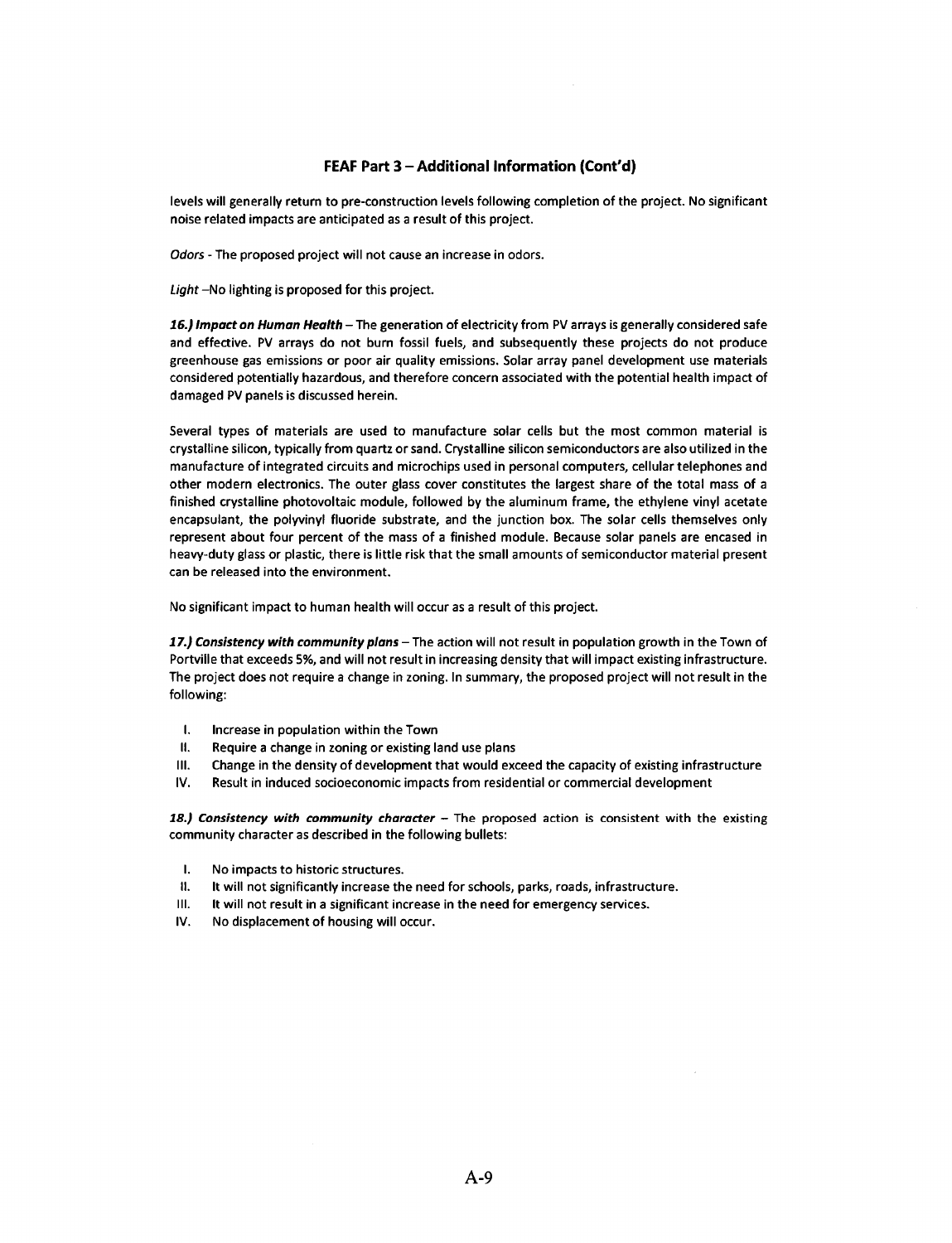## FEAF Part 3 – Additional Information (Cont'd)

levels will generally return to pre-construction levels following completion of the project. No significant noise related impacts are anticipated as a result of this project.

*Odors* - The proposed project will not cause an increase in odors.

*Light* –No lighting is proposed for this project.

***16.) Impact on Human Health*** – The generation of electricity from PV arrays is generally considered safe and effective. PV arrays do not burn fossil fuels, and subsequently these projects do not produce greenhouse gas emissions or poor air quality emissions. Solar array panel development use materials considered potentially hazardous, and therefore concern associated with the potential health impact of damaged PV panels is discussed herein.

Several types of materials are used to manufacture solar cells but the most common material is crystalline silicon, typically from quartz or sand. Crystalline silicon semiconductors are also utilized in the manufacture of integrated circuits and microchips used in personal computers, cellular telephones and other modern electronics. The outer glass cover constitutes the largest share of the total mass of a finished crystalline photovoltaic module, followed by the aluminum frame, the ethylene vinyl acetate encapsulant, the polyvinyl fluoride substrate, and the junction box. The solar cells themselves only represent about four percent of the mass of a finished module. Because solar panels are encased in heavy-duty glass or plastic, there is little risk that the small amounts of semiconductor material present can be released into the environment.

No significant impact to human health will occur as a result of this project.

***17.) Consistency with community plans*** – The action will not result in population growth in the Town of Portville that exceeds 5%, and will not result in increasing density that will impact existing infrastructure. The project does not require a change in zoning. In summary, the proposed project will not result in the following:

- I. Increase in population within the Town
- II. Require a change in zoning or existing land use plans
- III. Change in the density of development that would exceed the capacity of existing infrastructure
- IV. Result in induced socioeconomic impacts from residential or commercial development

***18.) Consistency with community character*** – The proposed action is consistent with the existing community character as described in the following bullets:

- I. No impacts to historic structures.
- II. It will not significantly increase the need for schools, parks, roads, infrastructure.
- III. It will not result in a significant increase in the need for emergency services.
- IV. No displacement of housing will occur.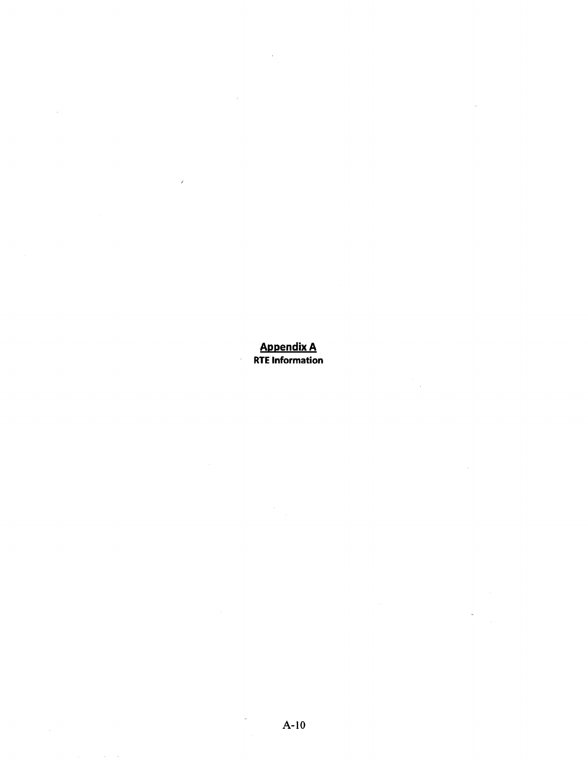# Appendix A

**RTE Information**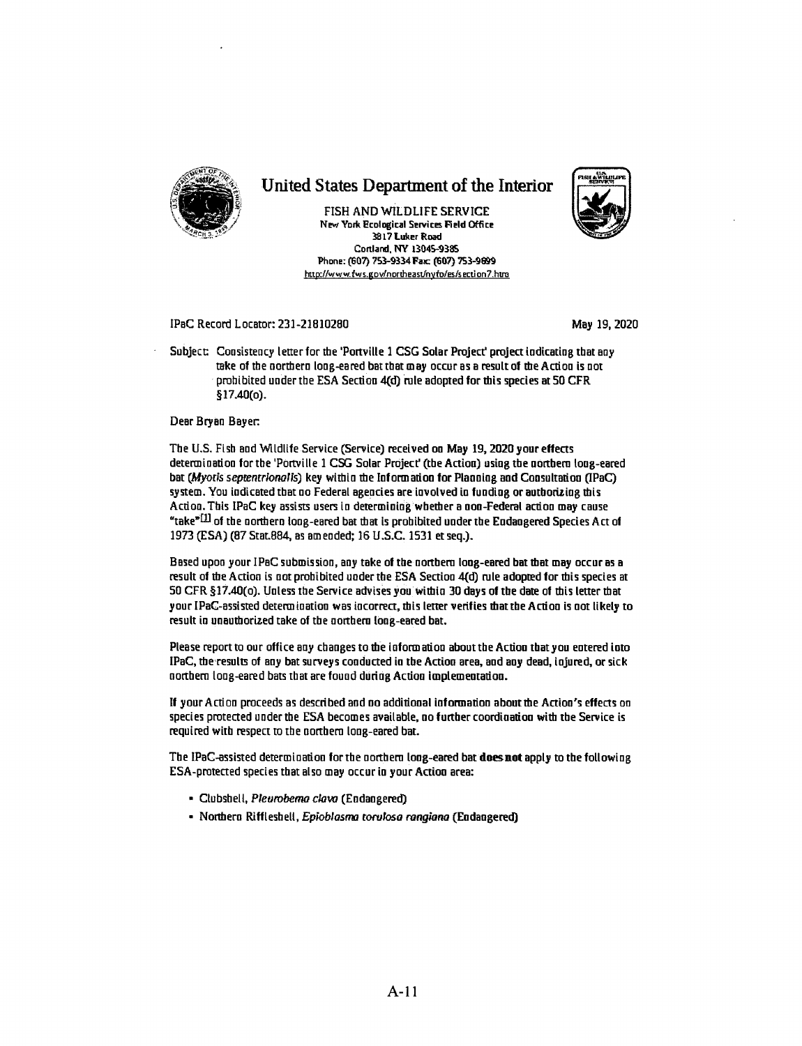# United States Department of the Interior

FISH AND WILDLIFE SERVICE
New York Ecological Services Field Office
3817 Luker Road
Cortland, NY 13045-9385
Phone: (607) 753-9334 Fax: (607) 753-9699
http://www.fws.gov/northeast/nyfo/es/section7.htm

IPaC Record Locator: 231-21810280

May 19, 2020

Subject: Consistency letter for the 'Portville 1 CSG Solar Project' project indicating that any take of the northern long-eared bat that may occur as a result of the Action is not prohibited under the ESA Section 4(d) rule adopted for this species at 50 CFR §17.40(o).

Dear Bryan Bayer:

The U.S. Fish and Wildlife Service (Service) received on May 19, 2020 your effects determination for the 'Portville 1 CSG Solar Project' (the Action) using the northern long-eared bat (*Myotis septentrionalis*) key within the Information for Planning and Consultation (IPaC) system. You indicated that no Federal agencies are involved in funding or authorizing this Action. This IPaC key assists users in determining whether a non-Federal action may cause "take"[1] of the northern long-eared bat that is prohibited under the Endangered Species Act of 1973 (ESA) (87 Stat.884, as amended; 16 U.S.C. 1531 et seq.).

Based upon your IPaC submission, any take of the northern long-eared bat that may occur as a result of the Action is not prohibited under the ESA Section 4(d) rule adopted for this species at 50 CFR §17.40(o). Unless the Service advises you within 30 days of the date of this letter that your IPaC-assisted determination was incorrect, this letter verifies that the Action is not likely to result in unauthorized take of the northern long-eared bat.

Please report to our office any changes to the information about the Action that you entered into IPaC, the results of any bat surveys conducted in the Action area, and any dead, injured, or sick northern long-eared bats that are found during Action implementation.

If your Action proceeds as described and no additional information about the Action's effects on species protected under the ESA becomes available, no further coordination with the Service is required with respect to the northern long-eared bat.

The IPaC-assisted determination for the northern long-eared bat **does not** apply to the following ESA-protected species that also may occur in your Action area:

- Clubshell, *Pleurobema clava* (Endangered)
- Northern Riffleshell, *Epioblasma torulosa rangiana* (Endangered)

A-11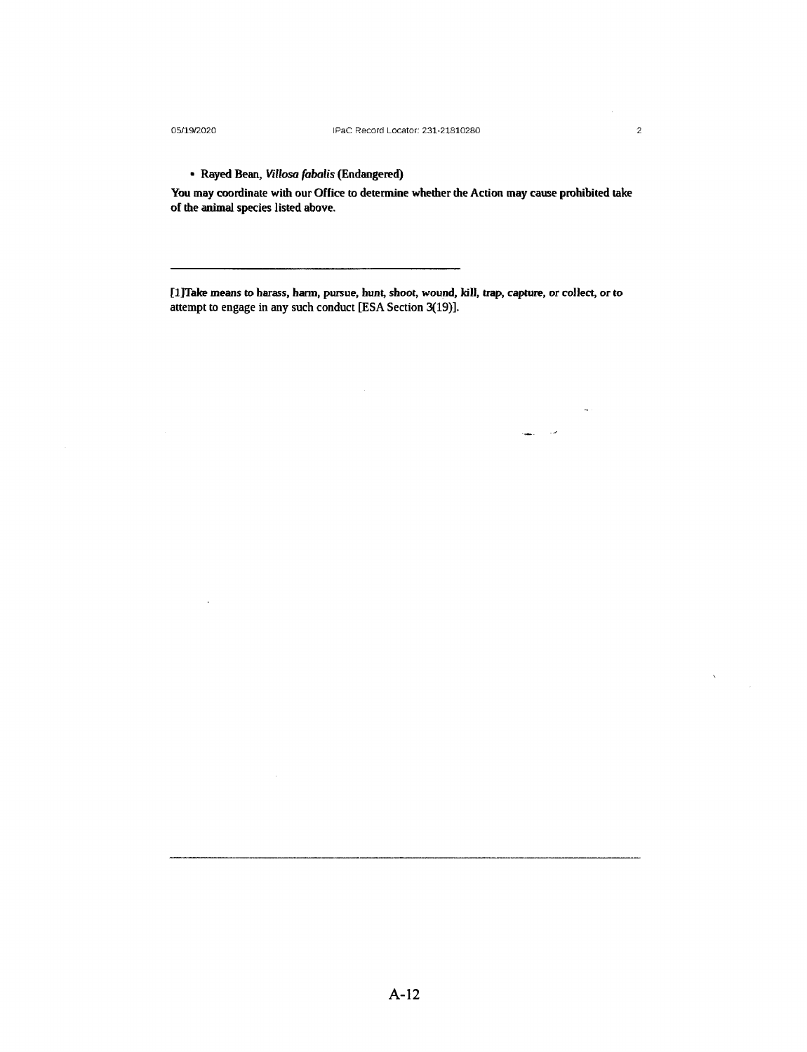- **Rayed Bean, *Villosa fabalis* (Endangered)**

**You may coordinate with our Office to determine whether the Action may cause prohibited take of the animal species listed above.**

---

**[1]Take means to harass, harm, pursue, hunt, shoot, wound, kill, trap, capture, or collect, or to** attempt to engage in any such conduct [ESA Section 3(19)].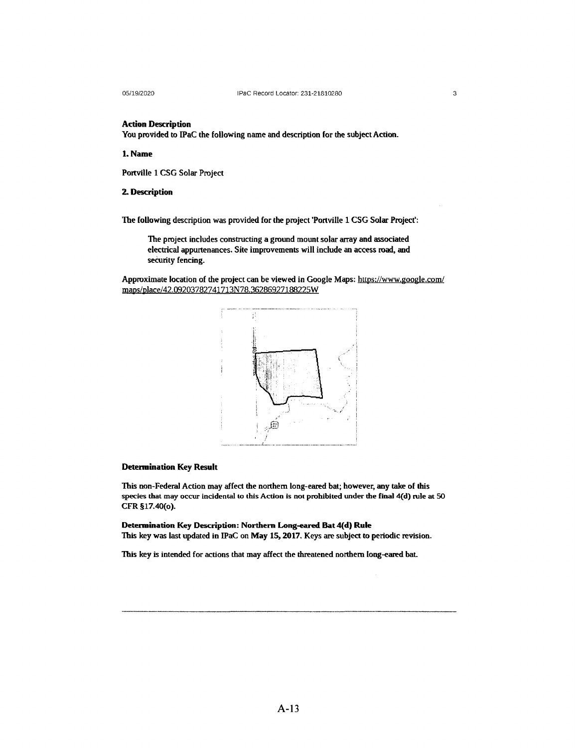### Action Description

You provided to IPaC the following name and description for the subject Action.

#### 1. Name

Portville 1 CSG Solar Project

#### 2. Description

The following description was provided for the project 'Portville 1 CSG Solar Project':

> The project includes constructing a ground mount solar array and associated electrical appurtenances. Site improvements will include an access road, and security fencing.

Approximate location of the project can be viewed in Google Maps: https://www.google.com/maps/place/42.09203782741713N78.36286927188225W

### Determination Key Result

This non-Federal Action may affect the northern long-eared bat; however, any take of this species that may occur incidental to this Action is not prohibited under the final 4(d) rule at 50 CFR §17.40(o).

### Determination Key Description: Northern Long-eared Bat 4(d) Rule

This key was last updated in IPaC on **May 15, 2017**. Keys are subject to periodic revision.

This key is intended for actions that may affect the threatened northern long-eared bat.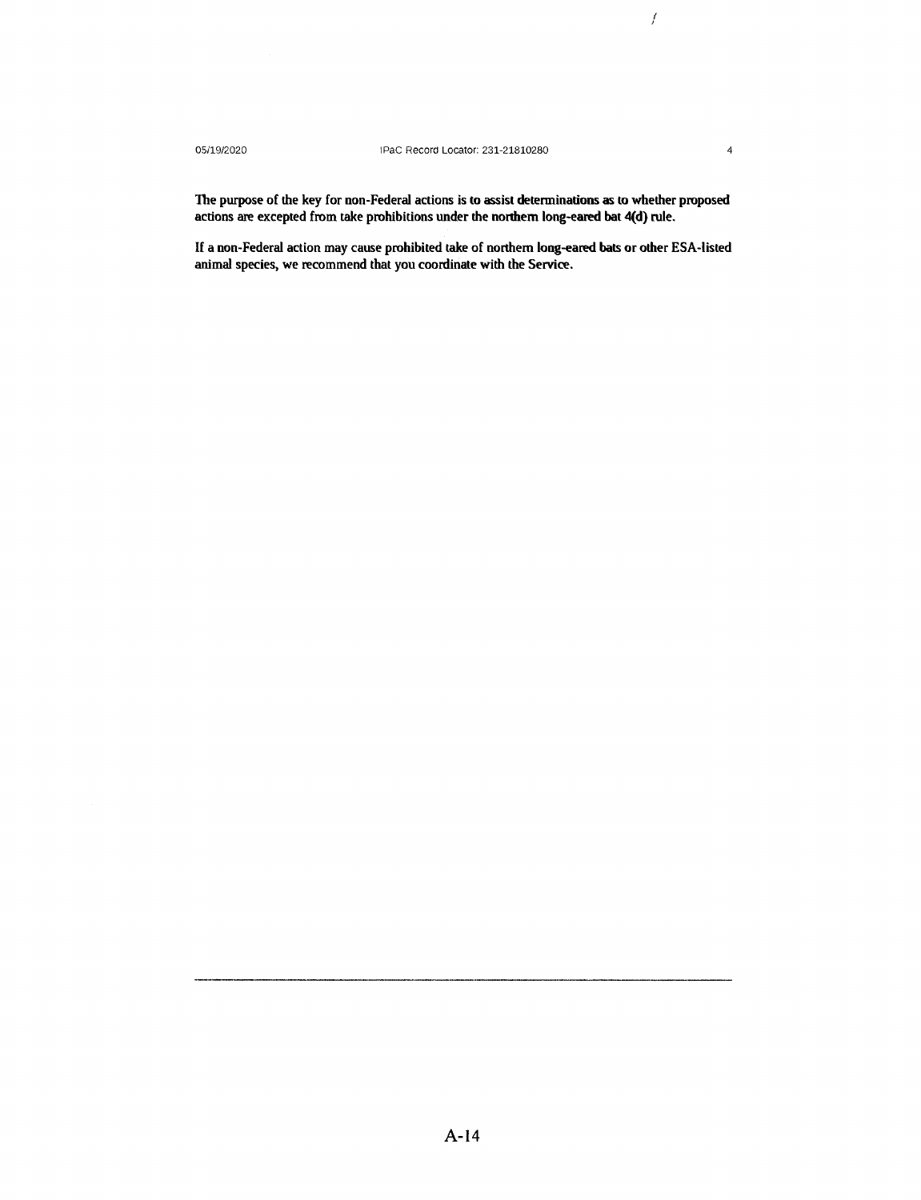The purpose of the key for non-Federal actions is to assist determinations as to whether proposed actions are excepted from take prohibitions under the northern long-eared bat 4(d) rule.

If a non-Federal action may cause prohibited take of northern long-eared bats or other ESA-listed animal species, we recommend that you coordinate with the Service.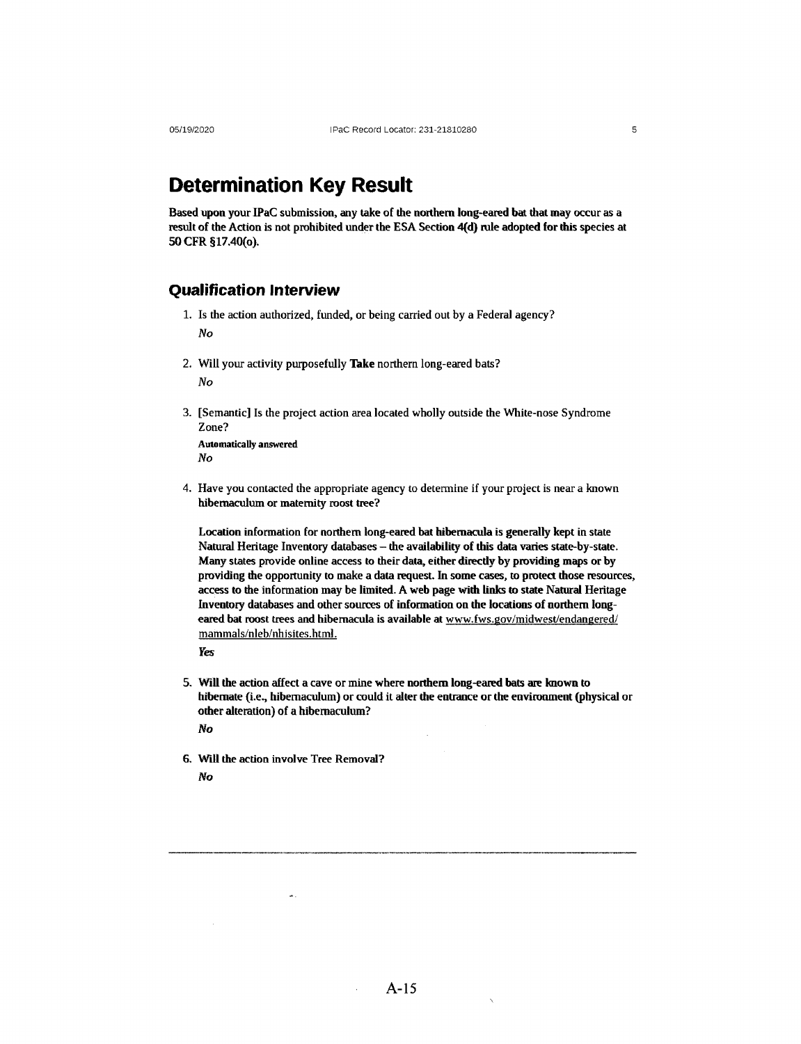# Determination Key Result

**Based upon your IPaC submission, any take of the northern long-eared bat that may occur as a result of the Action is not prohibited under the ESA Section 4(d) rule adopted for this species at 50 CFR §17.40(o).**

## Qualification Interview

1. Is the action authorized, funded, or being carried out by a Federal agency?

   *No*

2. Will your activity purposefully **Take** northern long-eared bats?

   *No*

3. [Semantic] Is the project action area located wholly outside the White-nose Syndrome Zone?

   **Automatically answered**

   *No*

4. Have you contacted the appropriate agency to determine if your project is near a known **hibernaculum or maternity roost tree?**

   **Location information for northern long-eared bat hibernacula is generally kept in state Natural Heritage Inventory databases – the availability of this data varies state-by-state. Many states provide online access to their data, either directly by providing maps or by providing the opportunity to make a data request. In some cases, to protect those resources, access to the information may be limited. A web page with links to state Natural Heritage Inventory databases and other sources of information on the locations of northern long-eared bat roost trees and hibernacula is available at** www.fws.gov/midwest/endangered/mammals/nleb/nhisites.html.

   ***Yes***

5. **Will the action affect a cave or mine where northern long-eared bats are known to hibernate (i.e., hibernaculum) or could it alter the entrance or the environment (physical or other alteration) of a hibernaculum?**

   ***No***

6. **Will the action involve Tree Removal?**

   ***No***

A-15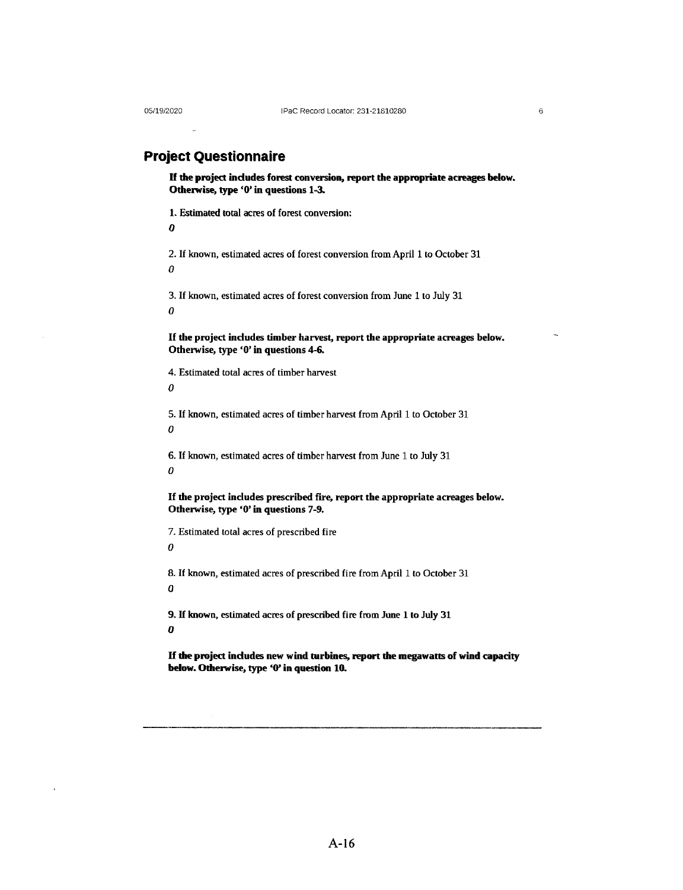## Project Questionnaire

**If the project includes forest conversion, report the appropriate acreages below. Otherwise, type '0' in questions 1-3.**

**1. Estimated total acres of forest conversion:**

*0*

2. If known, estimated acres of forest conversion from April 1 to October 31

*0*

3. If known, estimated acres of forest conversion from June 1 to July 31

*0*

**If the project includes timber harvest, report the appropriate acreages below. Otherwise, type '0' in questions 4-6.**

4. Estimated total acres of timber harvest

*0*

5. If known, estimated acres of timber harvest from April 1 to October 31

*0*

6. If known, estimated acres of timber harvest from June 1 to July 31

*0*

**If the project includes prescribed fire, report the appropriate acreages below. Otherwise, type '0' in questions 7-9.**

7. Estimated total acres of prescribed fire

*0*

8. If known, estimated acres of prescribed fire from April 1 to October 31

*0*

**9. If known, estimated acres of prescribed fire from June 1 to July 31**

***0***

**If the project includes new wind turbines, report the megawatts of wind capacity below. Otherwise, type '0' in question 10.**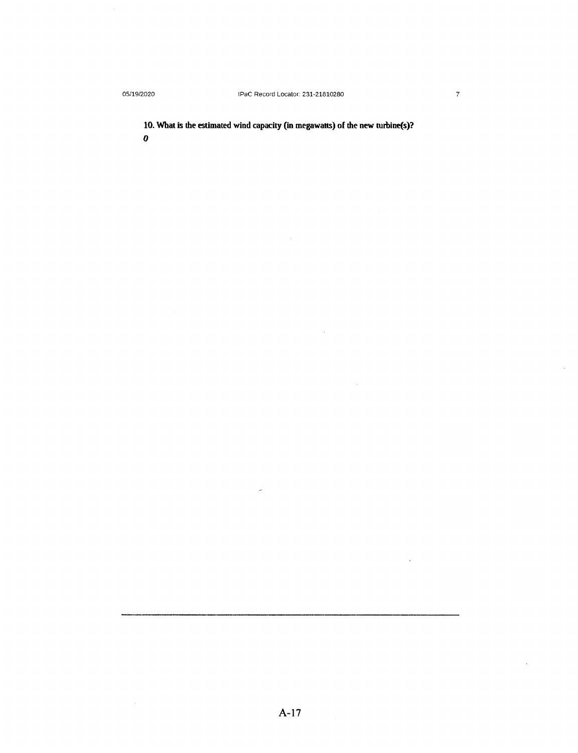**10. What is the estimated wind capacity (in megawatts) of the new turbine(s)?**

***0***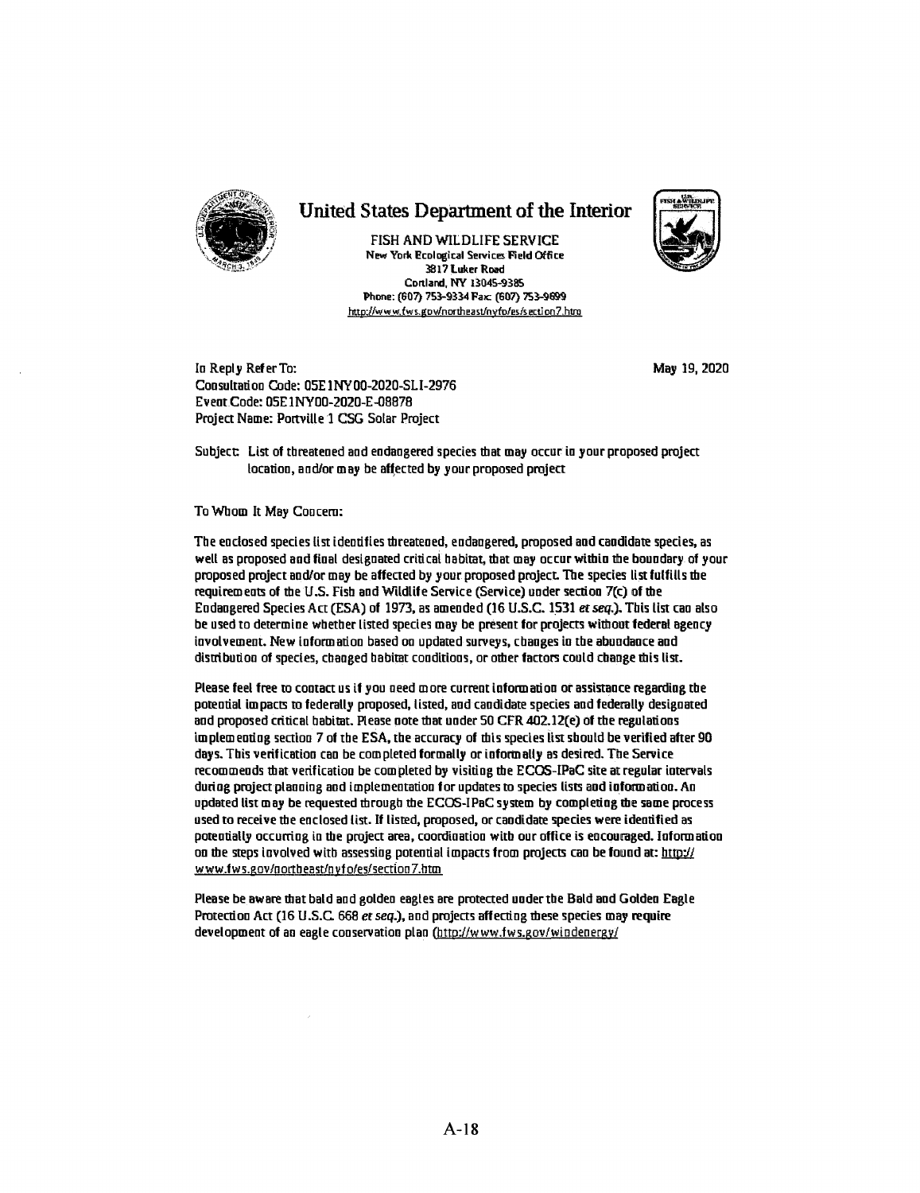# United States Department of the Interior

FISH AND WILDLIFE SERVICE
New York Ecological Services Field Office
3817 Luker Road
Cortland, NY 13045-9385
Phone: (607) 753-9334 Fax: (607) 753-9699
http://www.fws.gov/northeast/nyfo/es/section7.htm

In Reply Refer To:
Consultation Code: 05E1NY00-2020-SLI-2976
Event Code: 05E1NY00-2020-E-08878
Project Name: Portville 1 CSG Solar Project

May 19, 2020

Subject: List of threatened and endangered species that may occur in your proposed project location, and/or may be affected by your proposed project

To Whom It May Concern:

The enclosed species list identifies threatened, endangered, proposed and candidate species, as well as proposed and final designated critical habitat, that may occur within the boundary of your proposed project and/or may be affected by your proposed project. The species list fulfills the requirements of the U.S. Fish and Wildlife Service (Service) under section 7(c) of the Endangered Species Act (ESA) of 1973, as amended (16 U.S.C. 1531 *et seq.*). This list can also be used to determine whether listed species may be present for projects without federal agency involvement. New information based on updated surveys, changes in the abundance and distribution of species, changed habitat conditions, or other factors could change this list.

Please feel free to contact us if you need more current information or assistance regarding the potential impacts to federally proposed, listed, and candidate species and federally designated and proposed critical habitat. Please note that under 50 CFR 402.12(e) of the regulations implementing section 7 of the ESA, the accuracy of this species list should be verified after 90 days. This verification can be completed formally or informally as desired. The Service recommends that verification be completed by visiting the ECOS-IPaC site at regular intervals during project planning and implementation for updates to species lists and information. An updated list may be requested through the ECOS-IPaC system by completing the same process used to receive the enclosed list. If listed, proposed, or candidate species were identified as potentially occurring in the project area, coordination with our office is encouraged. Information on the steps involved with assessing potential impacts from projects can be found at: http://www.fws.gov/northeast/nyfo/es/section7.htm

Please be aware that bald and golden eagles are protected under the Bald and Golden Eagle Protection Act (16 U.S.C. 668 *et seq.*), and projects affecting these species may require development of an eagle conservation plan (http://www.fws.gov/windenergy/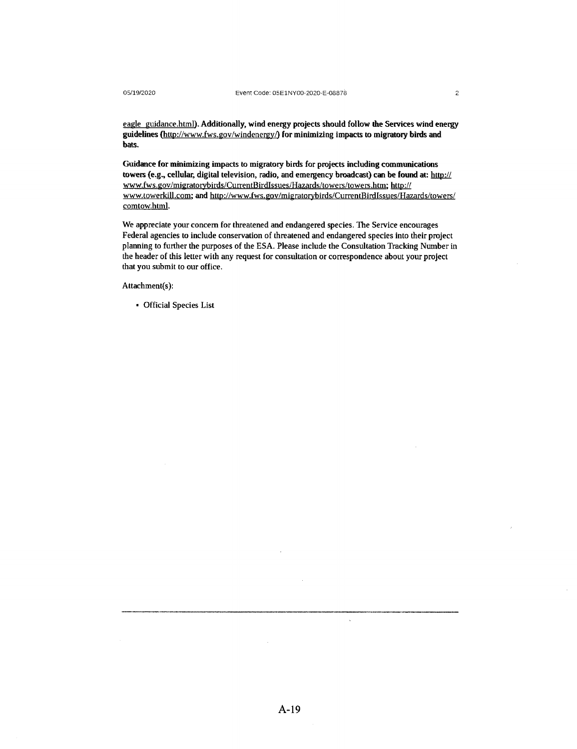eagle_guidance.html). **Additionally, wind energy projects should follow the Services wind energy guidelines (http://www.fws.gov/windenergy/) for minimizing impacts to migratory birds and bats.**

**Guidance for minimizing impacts to migratory birds for projects including communications towers (e.g., cellular, digital television, radio, and emergency broadcast) can be found at:** http://www.fws.gov/migratorybirds/CurrentBirdIssues/Hazards/towers/towers.htm; http://www.towerkill.com; **and** http://www.fws.gov/migratorybirds/CurrentBirdIssues/Hazards/towers/comtow.html.

We appreciate your concern for threatened and endangered species. The Service encourages Federal agencies to include conservation of threatened and endangered species into their project planning to further the purposes of the ESA. Please include the Consultation Tracking Number in the header of this letter with any request for consultation or correspondence about your project that you submit to our office.

Attachment(s):

- Official Species List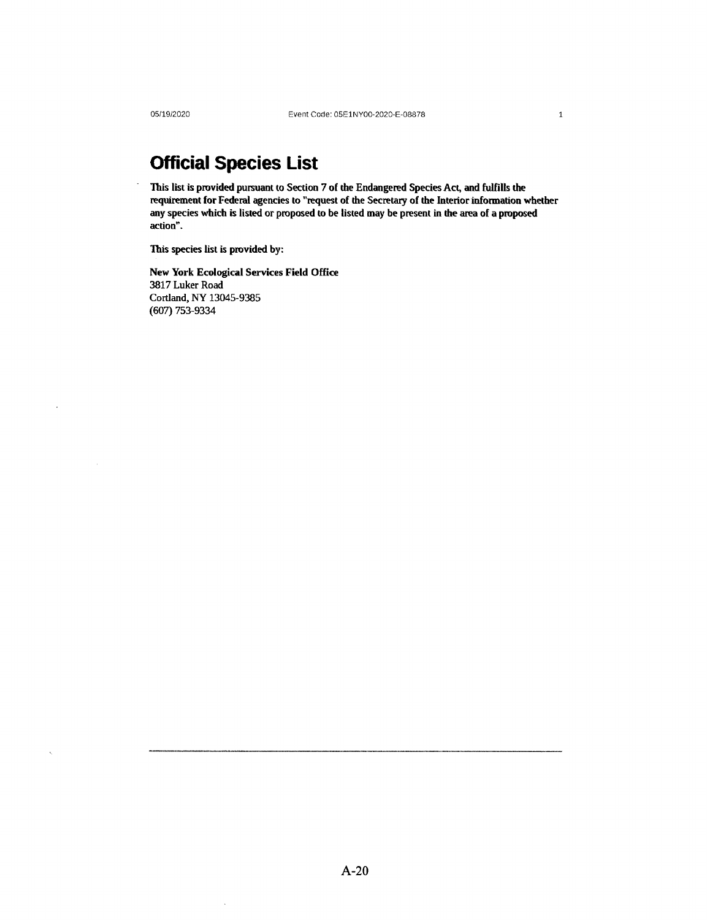# Official Species List

This list is provided pursuant to Section 7 of the Endangered Species Act, and fulfills the requirement for Federal agencies to "request of the Secretary of the Interior information whether any species which is listed or proposed to be listed may be present in the area of a proposed action".

This species list is provided by:

**New York Ecological Services Field Office**
3817 Luker Road
Cortland, NY 13045-9385
(607) 753-9334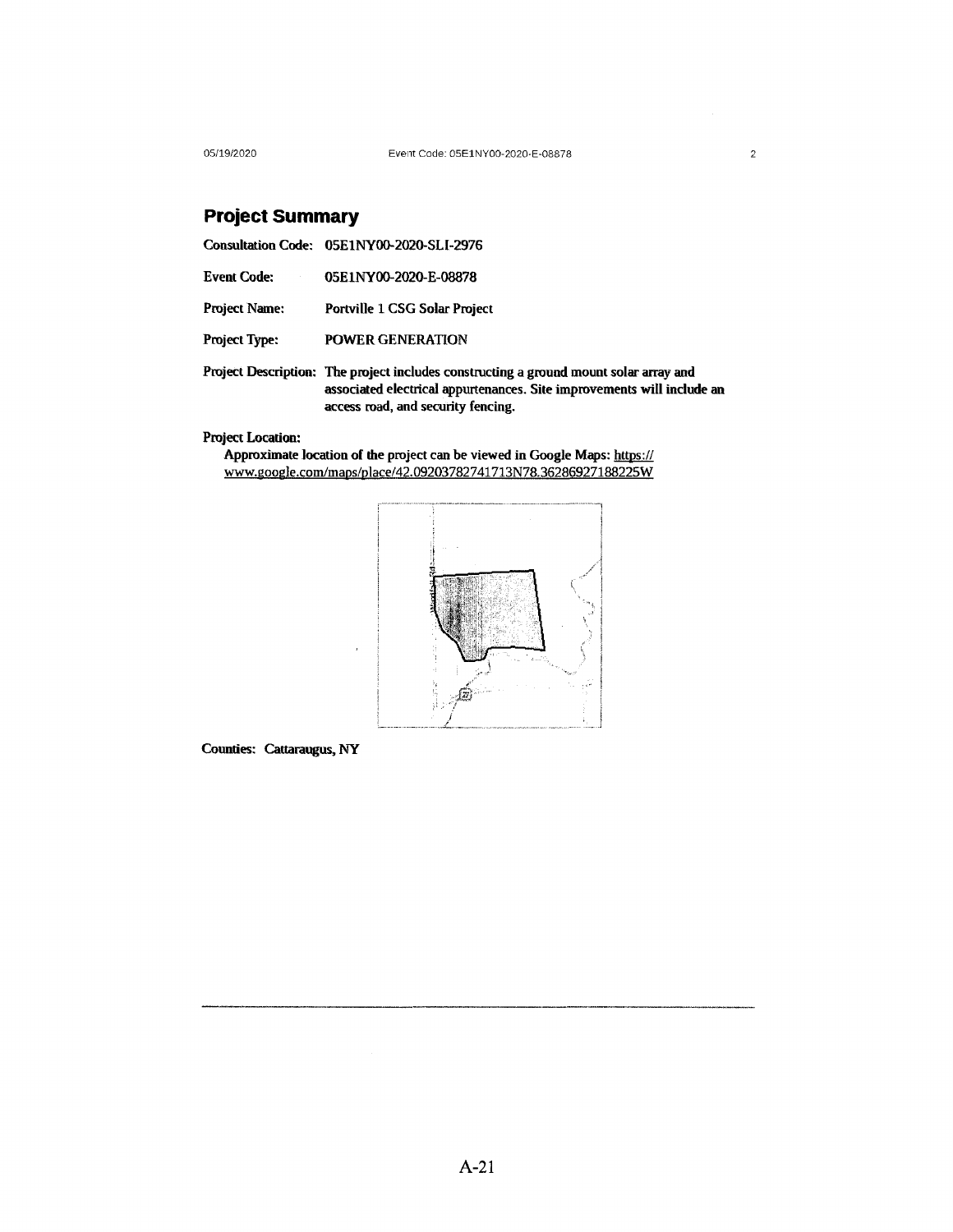## Project Summary

**Consultation Code:** 05E1NY00-2020-SLI-2976

**Event Code:** 05E1NY00-2020-E-08878

**Project Name:** Portville 1 CSG Solar Project

**Project Type:** POWER GENERATION

**Project Description:** The project includes constructing a ground mount solar array and associated electrical appurtenances. Site improvements will include an access road, and security fencing.

**Project Location:**

Approximate location of the project can be viewed in Google Maps: https://www.google.com/maps/place/42.09203782741713N78.36286927188225W

**Counties:** Cattaraugus, NY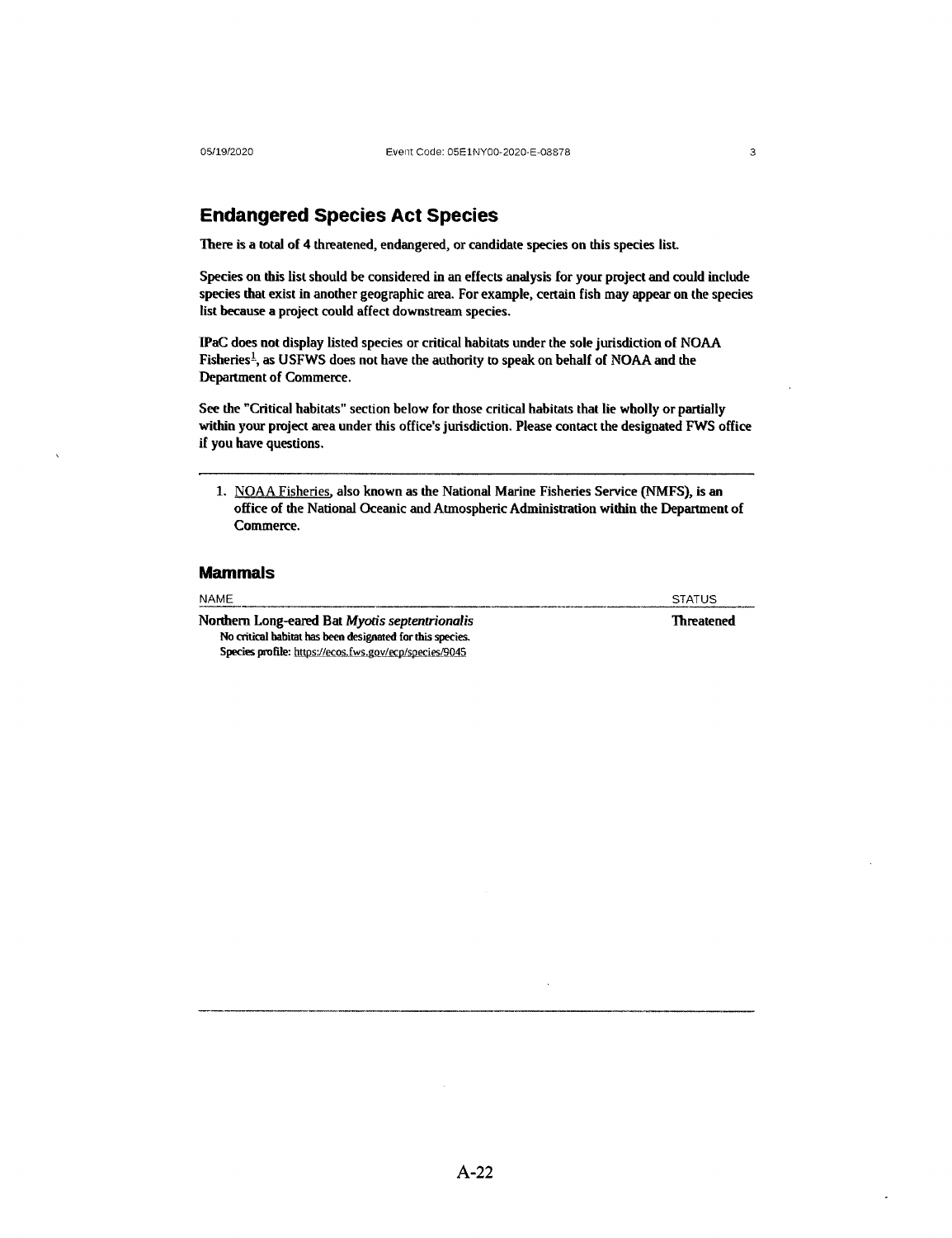## Endangered Species Act Species

There is a total of 4 threatened, endangered, or candidate species on this species list.

Species on this list should be considered in an effects analysis for your project and could include species that exist in another geographic area. For example, certain fish may appear on the species list because a project could affect downstream species.

IPaC does not display listed species or critical habitats under the sole jurisdiction of NOAA Fisheries[1], as USFWS does not have the authority to speak on behalf of NOAA and the Department of Commerce.

See the "Critical habitats" section below for those critical habitats that lie wholly or partially within your project area under this office's jurisdiction. Please contact the designated FWS office if you have questions.

---

1. NOAA Fisheries, also known as the National Marine Fisheries Service (NMFS), is an office of the National Oceanic and Atmospheric Administration within the Department of Commerce.

### Mammals

| NAME | STATUS |
| --- | --- |
| Northern Long-eared Bat *Myotis septentrionalis*<br>No critical habitat has been designated for this species.<br>Species profile: https://ecos.fws.gov/ecp/species/9045 | Threatened |

A-22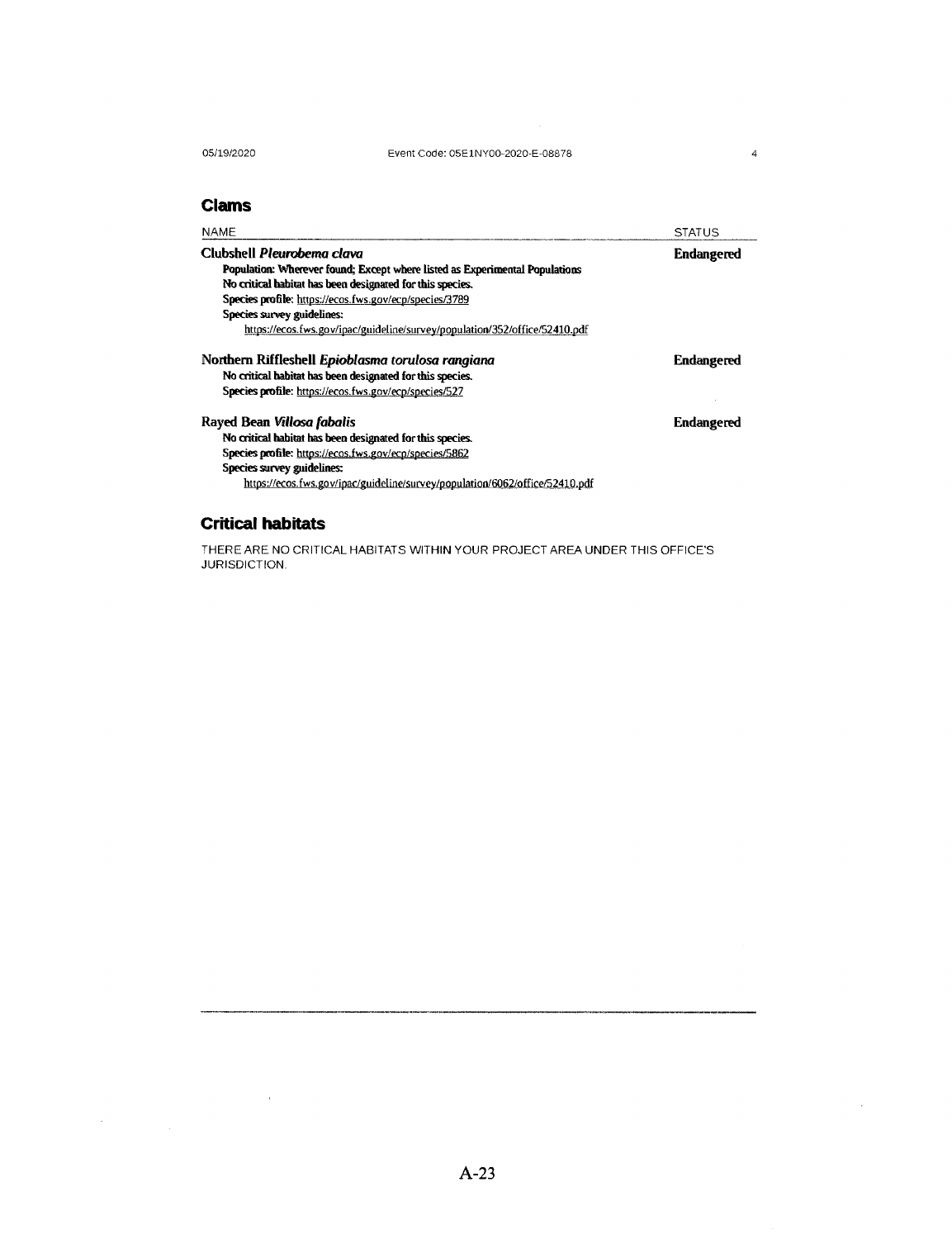## Clams

| NAME | STATUS |
|---|---|
| **Clubshell** ***Pleurobema clava***<br>**Population: Wherever found; Except where listed as Experimental Populations**<br>**No critical habitat has been designated for this species.**<br>**Species profile:** https://ecos.fws.gov/ecp/species/3789<br>**Species survey guidelines:**<br>https://ecos.fws.gov/ipac/guideline/survey/population/352/office/52410.pdf | **Endangered** |
| **Northern Riffleshell** ***Epioblasma torulosa rangiana***<br>**No critical habitat has been designated for this species.**<br>**Species profile:** https://ecos.fws.gov/ecp/species/527 | **Endangered** |
| **Rayed Bean** ***Villosa fabalis***<br>**No critical habitat has been designated for this species.**<br>**Species profile:** https://ecos.fws.gov/ecp/species/5862<br>**Species survey guidelines:**<br>https://ecos.fws.gov/ipac/guideline/survey/population/6062/office/52410.pdf | **Endangered** |

## Critical habitats

THERE ARE NO CRITICAL HABITATS WITHIN YOUR PROJECT AREA UNDER THIS OFFICE'S JURISDICTION.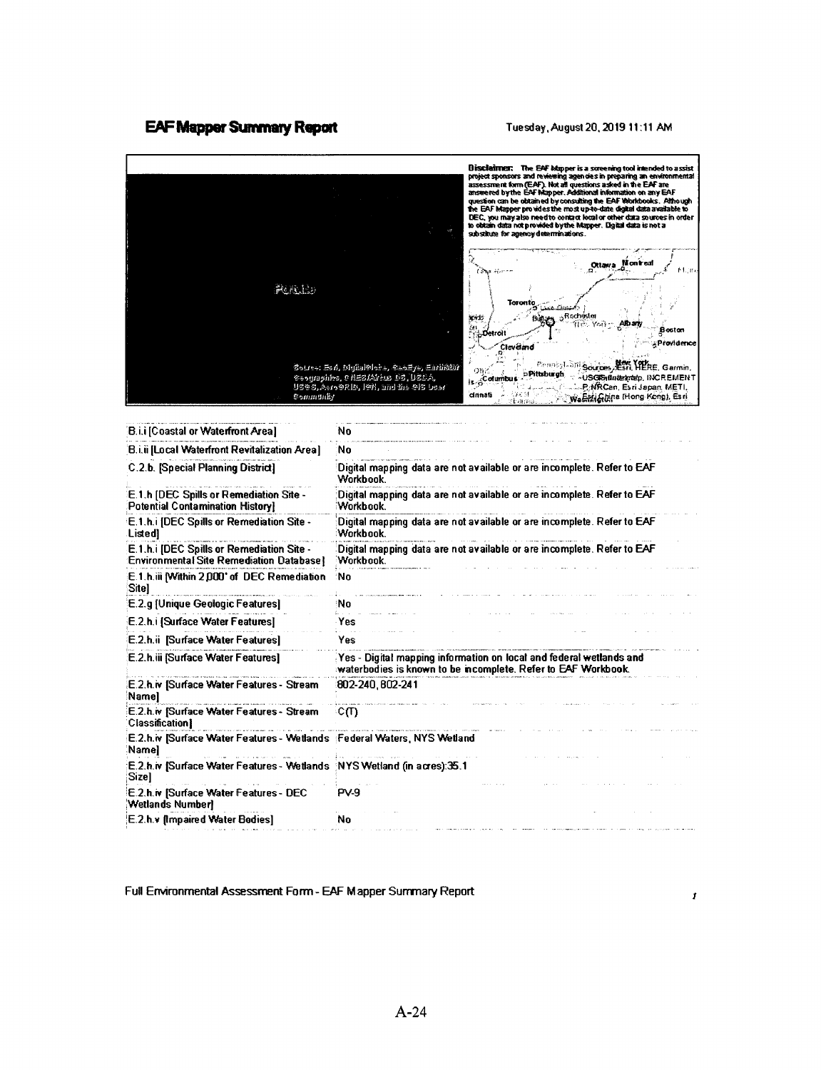# EAF Mapper Summary Report

Tuesday, August 20, 2019 11:11 AM

**Disclaimer:** The EAF Mapper is a screening tool intended to assist project sponsors and reviewing agencies in preparing an environmental assessment form (EAF). Not all questions asked in the EAF are answered by the EAF Mapper. Additional information on any EAF question can be obtained by consulting the EAF Workbooks. Although the EAF Mapper provides the most up-to-date digital data available to DEC, you may also need to contact local or other data sources in order to obtain data not provided by the Mapper. Digital data is not a substitute for agency determinations.

| | |
|---|---|
| B.i.i [Coastal or Waterfront Area] | No |
| B.i.ii [Local Waterfront Revitalization Area] | No |
| C.2.b. [Special Planning District] | Digital mapping data are not available or are incomplete. Refer to EAF Workbook. |
| E.1.h [DEC Spills or Remediation Site - Potential Contamination History] | Digital mapping data are not available or are incomplete. Refer to EAF Workbook. |
| E.1.h.i [DEC Spills or Remediation Site - Listed] | Digital mapping data are not available or are incomplete. Refer to EAF Workbook. |
| E.1.h.i [DEC Spills or Remediation Site - Environmental Site Remediation Database] | Digital mapping data are not available or are incomplete. Refer to EAF Workbook. |
| E.1.h.iii [Within 2,000' of DEC Remediation Site] | No |
| E.2.g [Unique Geologic Features] | No |
| E.2.h.i [Surface Water Features] | Yes |
| E.2.h.ii [Surface Water Features] | Yes |
| E.2.h.iii [Surface Water Features] | Yes - Digital mapping information on local and federal wetlands and waterbodies is known to be incomplete. Refer to EAF Workbook. |
| E.2.h.iv [Surface Water Features - Stream Name] | 802-240, 802-241 |
| E.2.h.iv [Surface Water Features - Stream Classification] | C(T) |
| E.2.h.iv [Surface Water Features - Wetlands Name] | Federal Waters, NYS Wetland |
| E.2.h.iv [Surface Water Features - Wetlands Size] | NYS Wetland (in acres):35.1 |
| E.2.h.iv [Surface Water Features - DEC Wetlands Number] | PV-9 |
| E.2.h.v [Impaired Water Bodies] | No |

Full Environmental Assessment Form - EAF Mapper Summary Report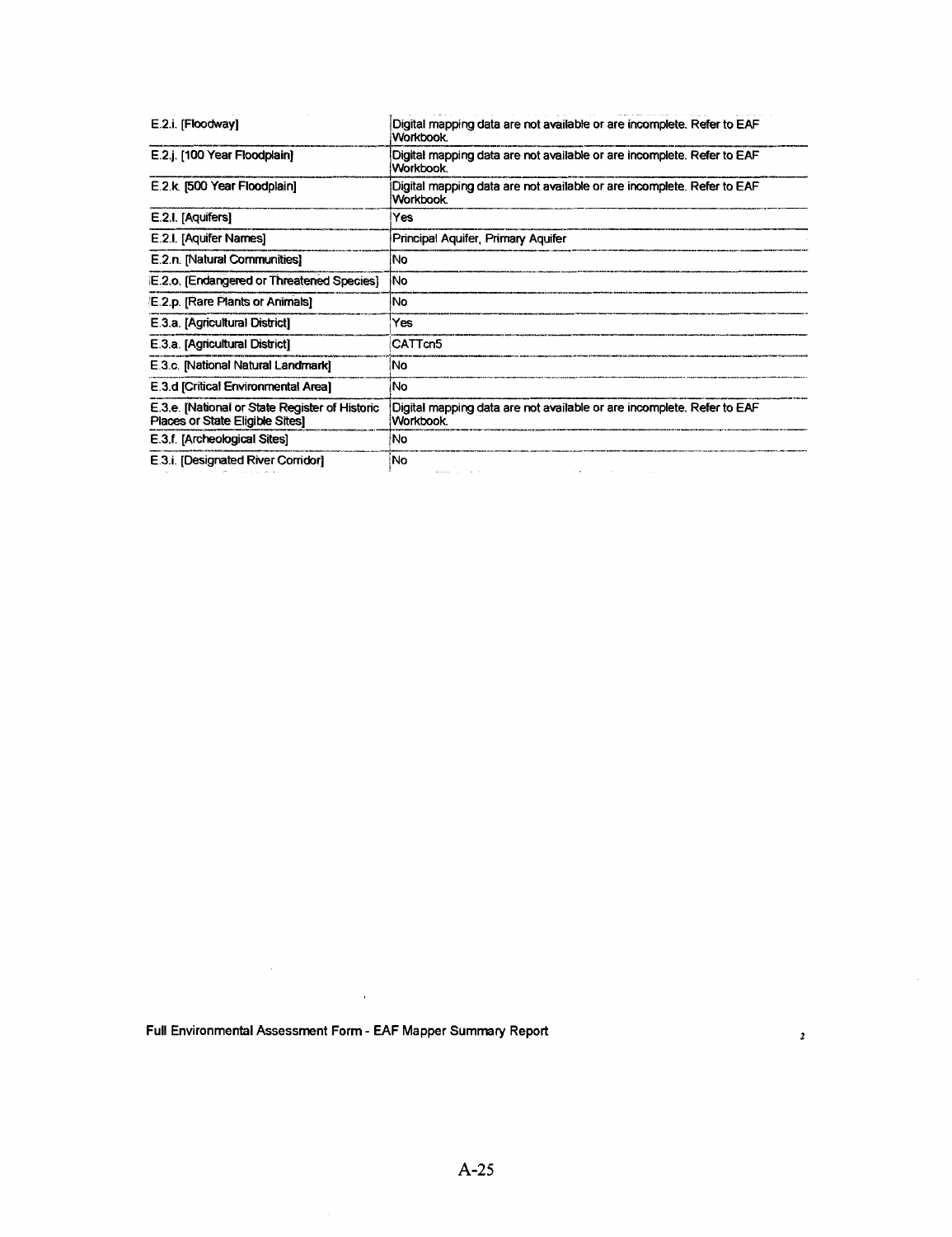| | |
|---|---|
| E.2.i. [Floodway] | Digital mapping data are not available or are incomplete. Refer to EAF Workbook. |
| E.2.j. [100 Year Floodplain] | Digital mapping data are not available or are incomplete. Refer to EAF Workbook. |
| E.2.k. [500 Year Floodplain] | Digital mapping data are not available or are incomplete. Refer to EAF Workbook. |
| E.2.l. [Aquifers] | Yes |
| E.2.l. [Aquifer Names] | Principal Aquifer, Primary Aquifer |
| E.2.n. [Natural Communities] | No |
| E.2.o. [Endangered or Threatened Species] | No |
| E.2.p. [Rare Plants or Animals] | No |
| E.3.a. [Agricultural District] | Yes |
| E.3.a. [Agricultural District] | CATTcn5 |
| E.3.c. [National Natural Landmark] | No |
| E.3.d [Critical Environmental Area] | No |
| E.3.e. [National or State Register of Historic Places or State Eligible Sites] | Digital mapping data are not available or are incomplete. Refer to EAF Workbook. |
| E.3.f. [Archeological Sites] | No |
| E.3.i. [Designated River Corridor] | No |

Full Environmental Assessment Form - EAF Mapper Summary Report